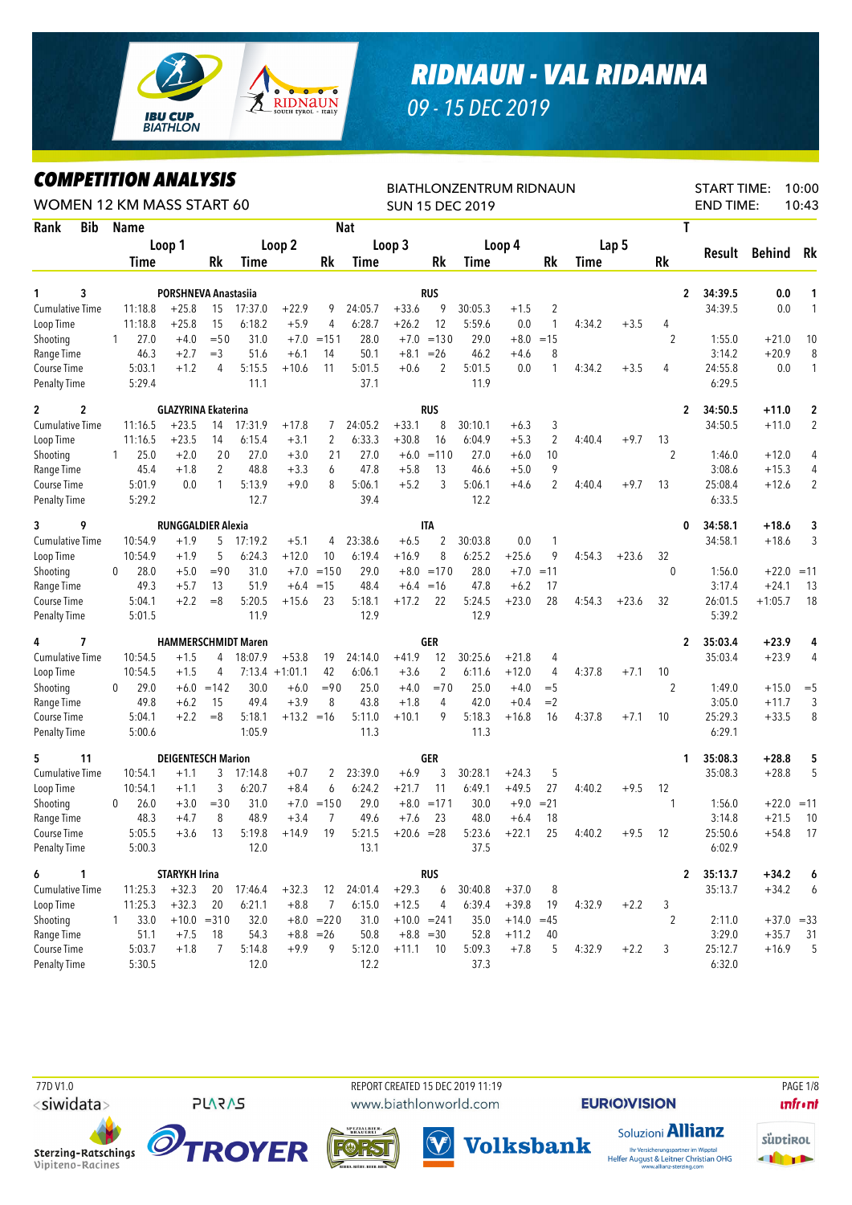# RIDNAUN - VAL RIDANNA

09 - 15 DEC 2019

## COMPETITION ANALYSIS

WOMEN 12 KM MASS START 60

BIATHLONZENTRUM RIDNAUN

SUN 15 DEC 2019

START TIME: 10:00
END TIME: 10:43

| Rank | Bib | Name | | | Loop 1 Time | | Rk | Loop 2 Time | | Rk | Loop 3 Time | | Rk | Loop 4 Time | | Rk | Lap 5 Time | | Rk | T | Result | Behind | Rk |
|---|---|---|---|---|---|---|---|---|---|---|---|---|---|---|---|---|---|---|---|---|---|---|---|
| 1 | 3 | PORSHNEVA Anastasiia | | RUS | | | | | | | | | | | | | | | | 2 | 34:39.5 | 0.0 | 1 |
| | | Cumulative Time | | | 11:18.8 | +25.8 | 15 | 17:37.0 | +22.9 | 9 | 24:05.7 | +33.6 | 9 | 30:05.3 | +1.5 | 2 | | | | | 34:39.5 | 0.0 | 1 |
| | | Loop Time | | | 11:18.8 | +25.8 | 15 | 6:18.2 | +5.9 | 4 | 6:28.7 | +26.2 | 12 | 5:59.6 | 0.0 | 1 | 4:34.2 | +3.5 | 4 | | | | |
| | | Shooting | 1 | | 27.0 | +4.0 | =50 | 31.0 | +7.0 | =151 | 28.0 | +7.0 | =130 | 29.0 | +8.0 | =15 | | | | 2 | 1:55.0 | +21.0 | 10 |
| | | Range Time | | | 46.3 | +2.7 | =3 | 51.6 | +6.1 | 14 | 50.1 | +8.1 | =26 | 46.2 | +4.6 | 8 | | | | | 3:14.2 | +20.9 | 8 |
| | | Course Time | | | 5:03.1 | +1.2 | 4 | 5:15.5 | +10.6 | 11 | 5:01.5 | +0.6 | 2 | 5:01.5 | 0.0 | 1 | 4:34.2 | +3.5 | 4 | | 24:55.8 | 0.0 | 1 |
| | | Penalty Time | | | 5:29.4 | | | 11.1 | | | 37.1 | | | 11.9 | | | | | | | 6:29.5 | | |
| 2 | 2 | GLAZYRINA Ekaterina | | RUS | | | | | | | | | | | | | | | | 2 | 34:50.5 | +11.0 | 2 |
| | | Cumulative Time | | | 11:16.5 | +23.5 | 14 | 17:31.9 | +17.8 | 7 | 24:05.2 | +33.1 | 8 | 30:10.1 | +6.3 | 3 | | | | | 34:50.5 | +11.0 | 2 |
| | | Loop Time | | | 11:16.5 | +23.5 | 14 | 6:15.4 | +3.1 | 2 | 6:33.3 | +30.8 | 16 | 6:04.9 | +5.3 | 2 | 4:40.4 | +9.7 | 13 | | | | |
| | | Shooting | 1 | | 25.0 | +2.0 | 20 | 27.0 | +3.0 | 21 | 27.0 | +6.0 | =110 | 27.0 | +6.0 | 10 | | | | 2 | 1:46.0 | +12.0 | 4 |
| | | Range Time | | | 45.4 | +1.8 | 2 | 48.8 | +3.3 | 6 | 47.8 | +5.8 | 13 | 46.6 | +5.0 | 9 | | | | | 3:08.6 | +15.3 | 4 |
| | | Course Time | | | 5:01.9 | 0.0 | 1 | 5:13.9 | +9.0 | 8 | 5:06.1 | +5.2 | 3 | 5:06.1 | +4.6 | 2 | 4:40.4 | +9.7 | 13 | | 25:08.4 | +12.6 | 2 |
| | | Penalty Time | | | 5:29.2 | | | 12.7 | | | 39.4 | | | 12.2 | | | | | | | 6:33.5 | | |
| 3 | 9 | RUNGGALDIER Alexia | | ITA | | | | | | | | | | | | | | | | 0 | 34:58.1 | +18.6 | 3 |
| | | Cumulative Time | | | 10:54.9 | +1.9 | 5 | 17:19.2 | +5.1 | 4 | 23:38.6 | +6.5 | 2 | 30:03.8 | 0.0 | 1 | | | | | 34:58.1 | +18.6 | 3 |
| | | Loop Time | | | 10:54.9 | +1.9 | 5 | 6:24.3 | +12.0 | 10 | 6:19.4 | +16.9 | 8 | 6:25.2 | +25.6 | 9 | 4:54.3 | +23.6 | 32 | | | | |
| | | Shooting | 0 | | 28.0 | +5.0 | =90 | 31.0 | +7.0 | =150 | 29.0 | +8.0 | =170 | 28.0 | +7.0 | =11 | | | | 0 | 1:56.0 | +22.0 | =11 |
| | | Range Time | | | 49.3 | +5.7 | 13 | 51.9 | +6.4 | =15 | 48.4 | +6.4 | =16 | 47.8 | +6.2 | 17 | | | | | 3:17.4 | +24.1 | 13 |
| | | Course Time | | | 5:04.1 | +2.2 | =8 | 5:20.5 | +15.6 | 23 | 5:18.1 | +17.2 | 22 | 5:24.5 | +23.0 | 28 | 4:54.3 | +23.6 | 32 | | 26:01.5 | +1:05.7 | 18 |
| | | Penalty Time | | | 5:01.5 | | | 11.9 | | | 12.9 | | | 12.9 | | | | | | | 5:39.2 | | |
| 4 | 7 | HAMMERSCHMIDT Maren | | GER | | | | | | | | | | | | | | | | 2 | 35:03.4 | +23.9 | 4 |
| | | Cumulative Time | | | 10:54.5 | +1.5 | 4 | 18:07.9 | +53.8 | 19 | 24:14.0 | +41.9 | 12 | 30:25.6 | +21.8 | 4 | | | | | 35:03.4 | +23.9 | 4 |
| | | Loop Time | | | 10:54.5 | +1.5 | 4 | 7:13.4 | +1:01.1 | 42 | 6:06.1 | +3.6 | 2 | 6:11.6 | +12.0 | 4 | 4:37.8 | +7.1 | 10 | | | | |
| | | Shooting | 0 | | 29.0 | +6.0 | =142 | 30.0 | +6.0 | =90 | 25.0 | +4.0 | =70 | 25.0 | +4.0 | =5 | | | | 2 | 1:49.0 | +15.0 | =5 |
| | | Range Time | | | 49.8 | +6.2 | 15 | 49.4 | +3.9 | 8 | 43.8 | +1.8 | 4 | 42.0 | +0.4 | =2 | | | | | 3:05.0 | +11.7 | 3 |
| | | Course Time | | | 5:04.1 | +2.2 | =8 | 5:18.1 | +13.2 | =16 | 5:11.0 | +10.1 | 9 | 5:18.3 | +16.8 | 16 | 4:37.8 | +7.1 | 10 | | 25:29.3 | +33.5 | 8 |
| | | Penalty Time | | | 5:00.6 | | | 1:05.9 | | | 11.3 | | | 11.3 | | | | | | | 6:29.1 | | |
| 5 | 11 | DEIGENTESCH Marion | | GER | | | | | | | | | | | | | | | | 1 | 35:08.3 | +28.8 | 5 |
| | | Cumulative Time | | | 10:54.1 | +1.1 | 3 | 17:14.8 | +0.7 | 2 | 23:39.0 | +6.9 | 3 | 30:28.1 | +24.3 | 5 | | | | | 35:08.3 | +28.8 | 5 |
| | | Loop Time | | | 10:54.1 | +1.1 | 3 | 6:20.7 | +8.4 | 6 | 6:24.2 | +21.7 | 11 | 6:49.1 | +49.5 | 27 | 4:40.2 | +9.5 | 12 | | | | |
| | | Shooting | 0 | | 26.0 | +3.0 | =30 | 31.0 | +7.0 | =150 | 29.0 | +8.0 | =171 | 30.0 | +9.0 | =21 | | | | 1 | 1:56.0 | +22.0 | =11 |
| | | Range Time | | | 48.3 | +4.7 | 8 | 48.9 | +3.4 | 7 | 49.6 | +7.6 | 23 | 48.0 | +6.4 | 18 | | | | | 3:14.8 | +21.5 | 10 |
| | | Course Time | | | 5:05.5 | +3.6 | 13 | 5:19.8 | +14.9 | 19 | 5:21.5 | +20.6 | =28 | 5:23.6 | +22.1 | 25 | 4:40.2 | +9.5 | 12 | | 25:50.6 | +54.8 | 17 |
| | | Penalty Time | | | 5:00.3 | | | 12.0 | | | 13.1 | | | 37.5 | | | | | | | 6:02.9 | | |
| 6 | 1 | STARYKH Irina | | RUS | | | | | | | | | | | | | | | | 2 | 35:13.7 | +34.2 | 6 |
| | | Cumulative Time | | | 11:25.3 | +32.3 | 20 | 17:46.4 | +32.3 | 12 | 24:01.4 | +29.3 | 6 | 30:40.8 | +37.0 | 8 | | | | | 35:13.7 | +34.2 | 6 |
| | | Loop Time | | | 11:25.3 | +32.3 | 20 | 6:21.1 | +8.8 | 7 | 6:15.0 | +12.5 | 4 | 6:39.4 | +39.8 | 19 | 4:32.9 | +2.2 | 3 | | | | |
| | | Shooting | 1 | | 33.0 | +10.0 | =310 | 32.0 | +8.0 | =220 | 31.0 | +10.0 | =241 | 35.0 | +14.0 | =45 | | | | 2 | 2:11.0 | +37.0 | =33 |
| | | Range Time | | | 51.1 | +7.5 | 18 | 54.3 | +8.8 | =26 | 50.8 | +8.8 | =30 | 52.8 | +11.2 | 40 | | | | | 3:29.0 | +35.7 | 31 |
| | | Course Time | | | 5:03.7 | +1.8 | 7 | 5:14.8 | +9.9 | 9 | 5:12.0 | +11.1 | 10 | 5:09.3 | +7.8 | 5 | 4:32.9 | +2.2 | 3 | | 25:12.7 | +16.9 | 5 |
| | | Penalty Time | | | 5:30.5 | | | 12.0 | | | 12.2 | | | 37.3 | | | | | | | 6:32.0 | | |

77D V1.0 REPORT CREATED 15 DEC 2019 11:19 www.biathlonworld.com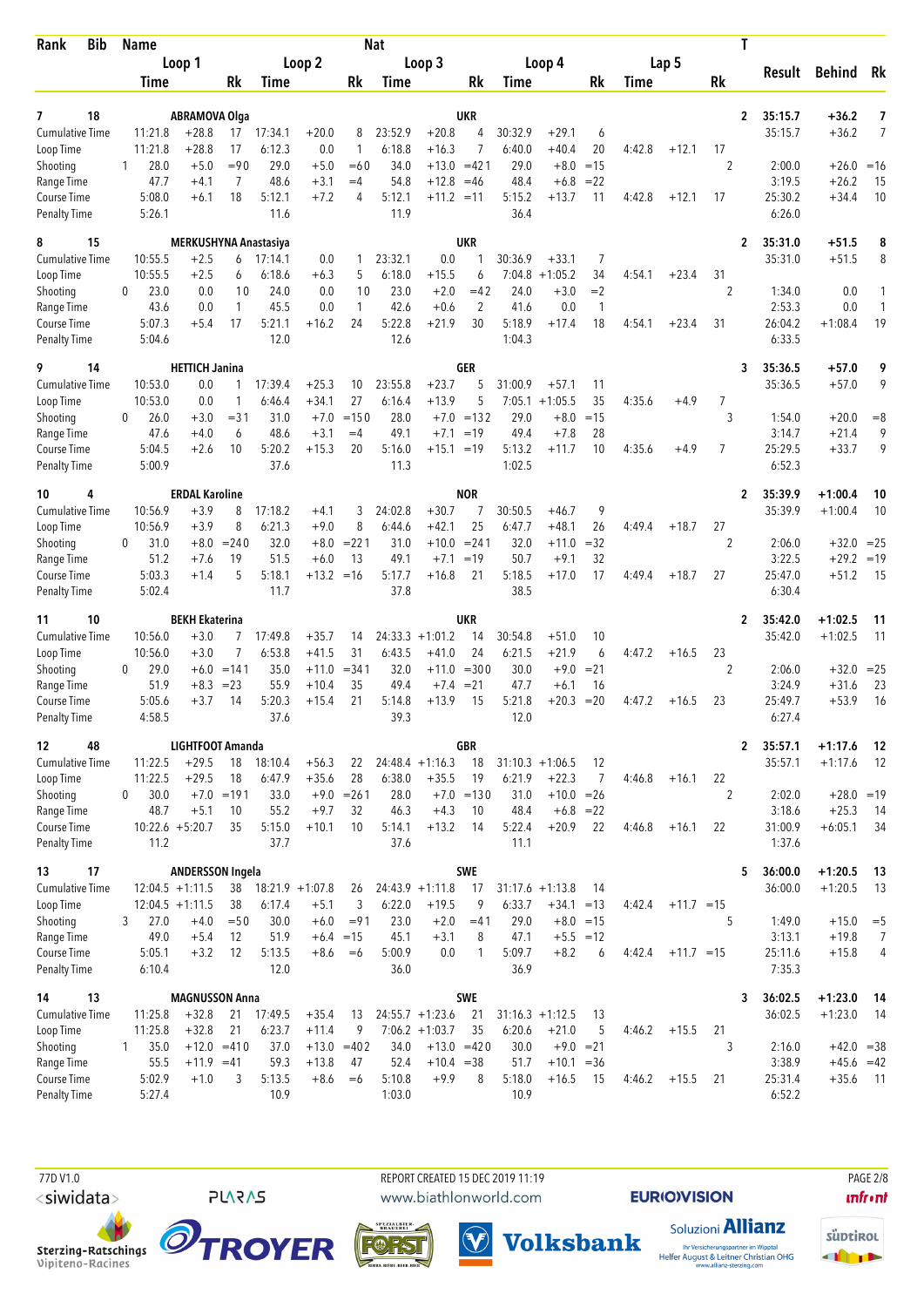| Rank | Bib | Name | | | Nat | | | | | | | | | | | | T | | | |
|---|---|---|---|---|---|---|---|---|---|---|---|---|---|---|---|---|---|---|---|---|
| | | Loop 1 | | | Loop 2 | | | Loop 3 | | | Loop 4 | | | Lap 5 | | | | Result | Behind | Rk |
| | | Time | | Rk | Time | | Rk | Time | | Rk | Time | | Rk | Time | | Rk | | | | |
| 7 | 18 | ABRAMOVA Olga | | | | | | | UKR | | | | | | | | 2 | 35:15.7 | +36.2 | 7 |
| Cumulative Time | | 11:21.8 | +28.8 | 17 | 17:34.1 | +20.0 | 8 | 23:52.9 | +20.8 | 4 | 30:32.9 | +29.1 | 6 | | | | | 35:15.7 | +36.2 | 7 |
| Loop Time | | 11:21.8 | +28.8 | 17 | 6:12.3 | 0.0 | 1 | 6:18.8 | +16.3 | 7 | 6:40.0 | +40.4 | 20 | 4:42.8 | +12.1 | 17 | | | | |
| Shooting | 1 | 28.0 | +5.0 | =9 0 | 29.0 | +5.0 | =6 0 | 34.0 | +13.0 | =42 1 | 29.0 | +8.0 | =15 | | | | 2 | 2:00.0 | +26.0 | =16 |
| Range Time | | 47.7 | +4.1 | 7 | 48.6 | +3.1 | =4 | 54.8 | +12.8 | =46 | 48.4 | +6.8 | =22 | | | | | 3:19.5 | +26.2 | 15 |
| Course Time | | 5:08.0 | +6.1 | 18 | 5:12.1 | +7.2 | 4 | 5:12.1 | +11.2 | =11 | 5:15.2 | +13.7 | 11 | 4:42.8 | +12.1 | 17 | | 25:30.2 | +34.4 | 10 |
| Penalty Time | | 5:26.1 | | | 11.6 | | | 11.9 | | | 36.4 | | | | | | | 6:26.0 | | |
| 8 | 15 | MERKUSHYNA Anastasiya | | | | | | | UKR | | | | | | | | 2 | 35:31.0 | +51.5 | 8 |
| Cumulative Time | | 10:55.5 | +2.5 | 6 | 17:14.1 | 0.0 | 1 | 23:32.1 | 0.0 | 1 | 30:36.9 | +33.1 | 7 | | | | | 35:31.0 | +51.5 | 8 |
| Loop Time | | 10:55.5 | +2.5 | 6 | 6:18.6 | +6.3 | 5 | 6:18.0 | +15.5 | 6 | 7:04.8 | +1:05.2 | 34 | 4:54.1 | +23.4 | 31 | | | | |
| Shooting | 0 | 23.0 | 0.0 | 1 0 | 24.0 | 0.0 | 1 0 | 23.0 | +2.0 | =4 2 | 24.0 | +3.0 | =2 | | | | 2 | 1:34.0 | 0.0 | 1 |
| Range Time | | 43.6 | 0.0 | 1 | 45.5 | 0.0 | 1 | 42.6 | +0.6 | 2 | 41.6 | 0.0 | 1 | | | | | 2:53.3 | 0.0 | 1 |
| Course Time | | 5:07.3 | +5.4 | 17 | 5:21.1 | +16.2 | 24 | 5:22.8 | +21.9 | 30 | 5:18.9 | +17.4 | 18 | 4:54.1 | +23.4 | 31 | | 26:04.2 | +1:08.4 | 19 |
| Penalty Time | | 5:04.6 | | | 12.0 | | | 12.6 | | | 1:04.3 | | | | | | | 6:33.5 | | |
| 9 | 14 | HETTICH Janina | | | | | | | GER | | | | | | | | 3 | 35:36.5 | +57.0 | 9 |
| Cumulative Time | | 10:53.0 | 0.0 | 1 | 17:39.4 | +25.3 | 10 | 23:55.8 | +23.7 | 5 | 31:00.9 | +57.1 | 11 | | | | | 35:36.5 | +57.0 | 9 |
| Loop Time | | 10:53.0 | 0.0 | 1 | 6:46.4 | +34.1 | 27 | 6:16.4 | +13.9 | 5 | 7:05.1 | +1:05.5 | 35 | 4:35.6 | +4.9 | 7 | | | | |
| Shooting | 0 | 26.0 | +3.0 | =3 1 | 31.0 | +7.0 | =15 0 | 28.0 | +7.0 | =13 2 | 29.0 | +8.0 | =15 | | | | 3 | 1:54.0 | +20.0 | =8 |
| Range Time | | 47.6 | +4.0 | 6 | 48.6 | +3.1 | =4 | 49.1 | +7.1 | =19 | 49.4 | +7.8 | 28 | | | | | 3:14.7 | +21.4 | 9 |
| Course Time | | 5:04.5 | +2.6 | 10 | 5:20.2 | +15.3 | 20 | 5:16.0 | +15.1 | =19 | 5:13.2 | +11.7 | 10 | 4:35.6 | +4.9 | 7 | | 25:29.5 | +33.7 | 9 |
| Penalty Time | | 5:00.9 | | | 37.6 | | | 11.3 | | | 1:02.5 | | | | | | | 6:52.3 | | |
| 10 | 4 | ERDAL Karoline | | | | | | | NOR | | | | | | | | 2 | 35:39.9 | +1:00.4 | 10 |
| Cumulative Time | | 10:56.9 | +3.9 | 8 | 17:18.2 | +4.1 | 3 | 24:02.8 | +30.7 | 7 | 30:50.5 | +46.7 | 9 | | | | | 35:39.9 | +1:00.4 | 10 |
| Loop Time | | 10:56.9 | +3.9 | 8 | 6:21.3 | +9.0 | 8 | 6:44.6 | +42.1 | 25 | 6:47.7 | +48.1 | 26 | 4:49.4 | +18.7 | 27 | | | | |
| Shooting | 0 | 31.0 | +8.0 | =24 0 | 32.0 | +8.0 | =22 1 | 31.0 | +10.0 | =24 1 | 32.0 | +11.0 | =32 | | | | 2 | 2:06.0 | +32.0 | =25 |
| Range Time | | 51.2 | +7.6 | 19 | 51.5 | +6.0 | 13 | 49.1 | +7.1 | =19 | 50.7 | +9.1 | 32 | | | | | 3:22.5 | +29.2 | =19 |
| Course Time | | 5:03.3 | +1.4 | 5 | 5:18.1 | +13.2 | =16 | 5:17.7 | +16.8 | 21 | 5:18.5 | +17.0 | 17 | 4:49.4 | +18.7 | 27 | | 25:47.0 | +51.2 | 15 |
| Penalty Time | | 5:02.4 | | | 11.7 | | | 37.8 | | | 38.5 | | | | | | | 6:30.4 | | |
| 11 | 10 | BEKH Ekaterina | | | | | | | UKR | | | | | | | | 2 | 35:42.0 | +1:02.5 | 11 |
| Cumulative Time | | 10:56.0 | +3.0 | 7 | 17:49.8 | +35.7 | 14 | 24:33.3 | +1:01.2 | 14 | 30:54.8 | +51.0 | 10 | | | | | 35:42.0 | +1:02.5 | 11 |
| Loop Time | | 10:56.0 | +3.0 | 7 | 6:53.8 | +41.5 | 31 | 6:43.5 | +41.0 | 24 | 6:21.5 | +21.9 | 6 | 4:47.2 | +16.5 | 23 | | | | |
| Shooting | 0 | 29.0 | +6.0 | =14 1 | 35.0 | +11.0 | =34 1 | 32.0 | +11.0 | =30 0 | 30.0 | +9.0 | =21 | | | | 2 | 2:06.0 | +32.0 | =25 |
| Range Time | | 51.9 | +8.3 | =23 | 55.9 | +10.4 | 35 | 49.4 | +7.4 | =21 | 47.7 | +6.1 | 16 | | | | | 3:24.9 | +31.6 | 23 |
| Course Time | | 5:05.6 | +3.7 | 14 | 5:20.3 | +15.4 | 21 | 5:14.8 | +13.9 | 15 | 5:21.8 | +20.3 | =20 | 4:47.2 | +16.5 | 23 | | 25:49.7 | +53.9 | 16 |
| Penalty Time | | 4:58.5 | | | 37.6 | | | 39.3 | | | 12.0 | | | | | | | 6:27.4 | | |
| 12 | 48 | LIGHTFOOT Amanda | | | | | | | GBR | | | | | | | | 2 | 35:57.1 | +1:17.6 | 12 |
| Cumulative Time | | 11:22.5 | +29.5 | 18 | 18:10.4 | +56.3 | 22 | 24:48.4 | +1:16.3 | 18 | 31:10.3 | +1:06.5 | 12 | | | | | 35:57.1 | +1:17.6 | 12 |
| Loop Time | | 11:22.5 | +29.5 | 18 | 6:47.9 | +35.6 | 28 | 6:38.0 | +35.5 | 19 | 6:21.9 | +22.3 | 7 | 4:46.8 | +16.1 | 22 | | | | |
| Shooting | 0 | 30.0 | +7.0 | =19 1 | 33.0 | +9.0 | =26 1 | 28.0 | +7.0 | =13 0 | 31.0 | +10.0 | =26 | | | | 2 | 2:02.0 | +28.0 | =19 |
| Range Time | | 48.7 | +5.1 | 10 | 55.2 | +9.7 | 32 | 46.3 | +4.3 | 10 | 48.4 | +6.8 | =22 | | | | | 3:18.6 | +25.3 | 14 |
| Course Time | | 10:22.6 | +5:20.7 | 35 | 5:15.0 | +10.1 | 10 | 5:14.1 | +13.2 | 14 | 5:22.4 | +20.9 | 22 | 4:46.8 | +16.1 | 22 | | 31:00.9 | +6:05.1 | 34 |
| Penalty Time | | 11.2 | | | 37.7 | | | 37.6 | | | 11.1 | | | | | | | 1:37.6 | | |
| 13 | 17 | ANDERSSON Ingela | | | | | | | SWE | | | | | | | | 5 | 36:00.0 | +1:20.5 | 13 |
| Cumulative Time | | 12:04.5 | +1:11.5 | 38 | 18:21.9 | +1:07.8 | 26 | 24:43.9 | +1:11.8 | 17 | 31:17.6 | +1:13.8 | 14 | | | | | 36:00.0 | +1:20.5 | 13 |
| Loop Time | | 12:04.5 | +1:11.5 | 38 | 6:17.4 | +5.1 | 3 | 6:22.0 | +19.5 | 9 | 6:33.7 | +34.1 | =13 | 4:42.4 | +11.7 | =15 | | | | |
| Shooting | 3 | 27.0 | +4.0 | =5 0 | 30.0 | +6.0 | =9 1 | 23.0 | +2.0 | =4 1 | 29.0 | +8.0 | =15 | | | | 5 | 1:49.0 | +15.0 | =5 |
| Range Time | | 49.0 | +5.4 | 12 | 51.9 | +6.4 | =15 | 45.1 | +3.1 | 8 | 47.1 | +5.5 | =12 | | | | | 3:13.1 | +19.8 | 7 |
| Course Time | | 5:05.1 | +3.2 | 12 | 5:13.5 | +8.6 | =6 | 5:00.9 | 0.0 | 1 | 5:09.7 | +8.2 | 6 | 4:42.4 | +11.7 | =15 | | 25:11.6 | +15.8 | 4 |
| Penalty Time | | 6:10.4 | | | 12.0 | | | 36.0 | | | 36.9 | | | | | | | 7:35.3 | | |
| 14 | 13 | MAGNUSSON Anna | | | | | | | SWE | | | | | | | | 3 | 36:02.5 | +1:23.0 | 14 |
| Cumulative Time | | 11:25.8 | +32.8 | 21 | 17:49.5 | +35.4 | 13 | 24:55.7 | +1:23.6 | 21 | 31:16.3 | +1:12.5 | 13 | | | | | 36:02.5 | +1:23.0 | 14 |
| Loop Time | | 11:25.8 | +32.8 | 21 | 6:23.7 | +11.4 | 9 | 7:06.2 | +1:03.7 | 35 | 6:20.6 | +21.0 | 5 | 4:46.2 | +15.5 | 21 | | | | |
| Shooting | 1 | 35.0 | +12.0 | =41 0 | 37.0 | +13.0 | =40 2 | 34.0 | +13.0 | =42 0 | 30.0 | +9.0 | =21 | | | | 3 | 2:16.0 | +42.0 | =38 |
| Range Time | | 55.5 | +11.9 | =41 | 59.3 | +13.8 | 47 | 52.4 | +10.4 | =38 | 51.7 | +10.1 | =36 | | | | | 3:38.9 | +45.6 | =42 |
| Course Time | | 5:02.9 | +1.0 | 3 | 5:13.5 | +8.6 | =6 | 5:10.8 | +9.9 | 8 | 5:18.0 | +16.5 | 15 | 4:46.2 | +15.5 | 21 | | 25:31.4 | +35.6 | 11 |
| Penalty Time | | 5:27.4 | | | 10.9 | | | 1:03.0 | | | 10.9 | | | | | | | 6:52.2 | | |

77D V1.0 — REPORT CREATED 15 DEC 2019 11:19 — www.biathlonworld.com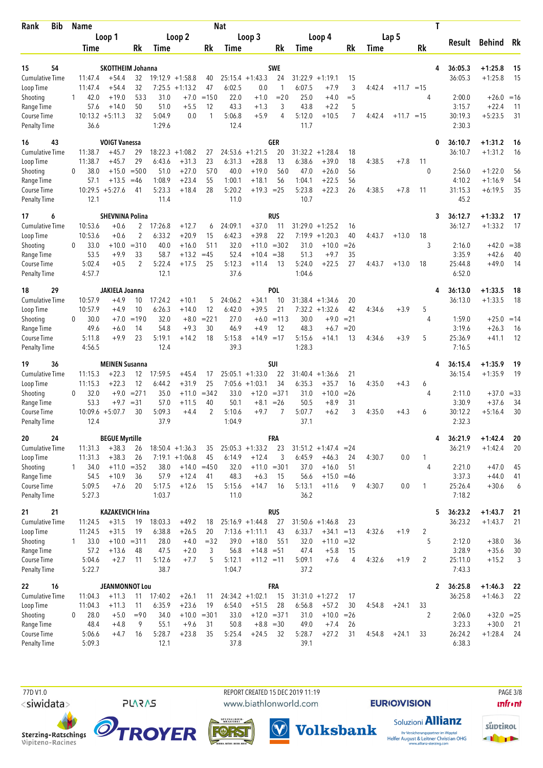| Rank | Bib | Name | | | | | | Nat | | | | | | | | | T | Result | Behind | Rk |
|---|---|---|---|---|---|---|---|---|---|---|---|---|---|---|---|---|---|---|---|---|
| | | Loop 1 | | | Loop 2 | | | Loop 3 | | | Loop 4 | | | Lap 5 | | | | | | |
| | | Time | | Rk | Time | | Rk | Time | | Rk | Time | | Rk | Time | | Rk | | | | |
| 15 | 54 | SKOTTHEIM Johanna | | | | | | SWE | | | | | | | | | 4 | 36:05.3 | +1:25.8 | 15 |
| Cumulative Time | | 11:47.4 | +54.4 | 32 | 19:12.9 | +1:58.8 | 40 | 25:15.4 | +1:43.3 | 24 | 31:22.9 | +1:19.1 | 15 | | | | | 36:05.3 | +1:25.8 | 15 |
| Loop Time | | 11:47.4 | +54.4 | 32 | 7:25.5 | +1:13.2 | 47 | 6:02.5 | 0.0 | 1 | 6:07.5 | +7.9 | 3 | 4:42.4 | +11.7 | =15 | | | | |
| Shooting | 1 | 42.0 | +19.0 | 533 | 31.0 | +7.0 | =150 | 22.0 | +1.0 | =20 | 25.0 | +4.0 | =5 | | | | 4 | 2:00.0 | +26.0 | =16 |
| Range Time | | 57.6 | +14.0 | 50 | 51.0 | +5.5 | 12 | 43.3 | +1.3 | 3 | 43.8 | +2.2 | 5 | | | | | 3:15.7 | +22.4 | 11 |
| Course Time | | 10:13.2 | +5:11.3 | 32 | 5:04.9 | 0.0 | 1 | 5:06.8 | +5.9 | 4 | 5:12.0 | +10.5 | 7 | 4:42.4 | +11.7 | =15 | | 30:19.3 | +5:23.5 | 31 |
| Penalty Time | | 36.6 | | | 1:29.6 | | | 12.4 | | | 11.7 | | | | | | | 2:30.3 | | |
| 16 | 43 | VOIGT Vanessa | | | | | | GER | | | | | | | | | 0 | 36:10.7 | +1:31.2 | 16 |
| Cumulative Time | | 11:38.7 | +45.7 | 29 | 18:22.3 | +1:08.2 | 27 | 24:53.6 | +1:21.5 | 20 | 31:32.2 | +1:28.4 | 18 | | | | | 36:10.7 | +1:31.2 | 16 |
| Loop Time | | 11:38.7 | +45.7 | 29 | 6:43.6 | +31.3 | 23 | 6:31.3 | +28.8 | 13 | 6:38.6 | +39.0 | 18 | 4:38.5 | +7.8 | 11 | | | | |
| Shooting | 0 | 38.0 | +15.0 | =500 | 51.0 | +27.0 | 570 | 40.0 | +19.0 | 560 | 47.0 | +26.0 | 56 | | | | 0 | 2:56.0 | +1:22.0 | 56 |
| Range Time | | 57.1 | +13.5 | =46 | 1:08.9 | +23.4 | 55 | 1:00.1 | +18.1 | 56 | 1:04.1 | +22.5 | 56 | | | | | 4:10.2 | +1:16.9 | 54 |
| Course Time | | 10:29.5 | +5:27.6 | 41 | 5:23.3 | +18.4 | 28 | 5:20.2 | +19.3 | =25 | 5:23.8 | +22.3 | 26 | 4:38.5 | +7.8 | 11 | | 31:15.3 | +6:19.5 | 35 |
| Penalty Time | | 12.1 | | | 11.4 | | | 11.0 | | | 10.7 | | | | | | | 45.2 | | |
| 17 | 6 | SHEVNINA Polina | | | | | | RUS | | | | | | | | | 3 | 36:12.7 | +1:33.2 | 17 |
| Cumulative Time | | 10:53.6 | +0.6 | 2 | 17:26.8 | +12.7 | 6 | 24:09.1 | +37.0 | 11 | 31:29.0 | +1:25.2 | 16 | | | | | 36:12.7 | +1:33.2 | 17 |
| Loop Time | | 10:53.6 | +0.6 | 2 | 6:33.2 | +20.9 | 15 | 6:42.3 | +39.8 | 22 | 7:19.9 | +1:20.3 | 40 | 4:43.7 | +13.0 | 18 | | | | |
| Shooting | 0 | 33.0 | +10.0 | =310 | 40.0 | +16.0 | 511 | 32.0 | +11.0 | =302 | 31.0 | +10.0 | =26 | | | | 3 | 2:16.0 | +42.0 | =38 |
| Range Time | | 53.5 | +9.9 | 33 | 58.7 | +13.2 | =45 | 52.4 | +10.4 | =38 | 51.3 | +9.7 | 35 | | | | | 3:35.9 | +42.6 | 40 |
| Course Time | | 5:02.4 | +0.5 | 2 | 5:22.4 | +17.5 | 25 | 5:12.3 | +11.4 | 13 | 5:24.0 | +22.5 | 27 | 4:43.7 | +13.0 | 18 | | 25:44.8 | +49.0 | 14 |
| Penalty Time | | 4:57.7 | | | 12.1 | | | 37.6 | | | 1:04.6 | | | | | | | 6:52.0 | | |
| 18 | 29 | JAKIELA Joanna | | | | | | POL | | | | | | | | | 4 | 36:13.0 | +1:33.5 | 18 |
| Cumulative Time | | 10:57.9 | +4.9 | 10 | 17:24.2 | +10.1 | 5 | 24:06.2 | +34.1 | 10 | 31:38.4 | +1:34.6 | 20 | | | | | 36:13.0 | +1:33.5 | 18 |
| Loop Time | | 10:57.9 | +4.9 | 10 | 6:26.3 | +14.0 | 12 | 6:42.0 | +39.5 | 21 | 7:32.2 | +1:32.6 | 42 | 4:34.6 | +3.9 | 5 | | | | |
| Shooting | 0 | 30.0 | +7.0 | =190 | 32.0 | +8.0 | =221 | 27.0 | +6.0 | =113 | 30.0 | +9.0 | =21 | | | | 4 | 1:59.0 | +25.0 | =14 |
| Range Time | | 49.6 | +6.0 | 14 | 54.8 | +9.3 | 30 | 46.9 | +4.9 | 12 | 48.3 | +6.7 | =20 | | | | | 3:19.6 | +26.3 | 16 |
| Course Time | | 5:11.8 | +9.9 | 23 | 5:19.1 | +14.2 | 18 | 5:15.8 | +14.9 | =17 | 5:15.6 | +14.1 | 13 | 4:34.6 | +3.9 | 5 | | 25:36.9 | +41.1 | 12 |
| Penalty Time | | 4:56.5 | | | 12.4 | | | 39.3 | | | 1:28.3 | | | | | | | 7:16.5 | | |
| 19 | 36 | MEINEN Susanna | | | | | | SUI | | | | | | | | | 4 | 36:15.4 | +1:35.9 | 19 |
| Cumulative Time | | 11:15.3 | +22.3 | 12 | 17:59.5 | +45.4 | 17 | 25:05.1 | +1:33.0 | 22 | 31:40.4 | +1:36.6 | 21 | | | | | 36:15.4 | +1:35.9 | 19 |
| Loop Time | | 11:15.3 | +22.3 | 12 | 6:44.2 | +31.9 | 25 | 7:05.6 | +1:03.1 | 34 | 6:35.3 | +35.7 | 16 | 4:35.0 | +4.3 | 6 | | | | |
| Shooting | 0 | 32.0 | +9.0 | =271 | 35.0 | +11.0 | =342 | 33.0 | +12.0 | =371 | 31.0 | +10.0 | =26 | | | | 4 | 2:11.0 | +37.0 | =33 |
| Range Time | | 53.3 | +9.7 | =31 | 57.0 | +11.5 | 40 | 50.1 | +8.1 | =26 | 50.5 | +8.9 | 31 | | | | | 3:30.9 | +37.6 | 34 |
| Course Time | | 10:09.6 | +5:07.7 | 30 | 5:09.3 | +4.4 | 2 | 5:10.6 | +9.7 | 7 | 5:07.7 | +6.2 | 3 | 4:35.0 | +4.3 | 6 | | 30:12.2 | +5:16.4 | 30 |
| Penalty Time | | 12.4 | | | 37.9 | | | 1:04.9 | | | 37.1 | | | | | | | 2:32.3 | | |
| 20 | 24 | BEGUE Myrtille | | | | | | FRA | | | | | | | | | 4 | 36:21.9 | +1:42.4 | 20 |
| Cumulative Time | | 11:31.3 | +38.3 | 26 | 18:50.4 | +1:36.3 | 35 | 25:05.3 | +1:33.2 | 23 | 31:51.2 | +1:47.4 | =24 | | | | | 36:21.9 | +1:42.4 | 20 |
| Loop Time | | 11:31.3 | +38.3 | 26 | 7:19.1 | +1:06.8 | 45 | 6:14.9 | +12.4 | 3 | 6:45.9 | +46.3 | 24 | 4:30.7 | 0.0 | 1 | | | | |
| Shooting | 1 | 34.0 | +11.0 | =352 | 38.0 | +14.0 | =450 | 32.0 | +11.0 | =301 | 37.0 | +16.0 | 51 | | | | 4 | 2:21.0 | +47.0 | 45 |
| Range Time | | 54.5 | +10.9 | 36 | 57.9 | +12.4 | 41 | 48.3 | +6.3 | 15 | 56.6 | +15.0 | =46 | | | | | 3:37.3 | +44.0 | 41 |
| Course Time | | 5:09.5 | +7.6 | 20 | 5:17.5 | +12.6 | 15 | 5:15.6 | +14.7 | 16 | 5:13.1 | +11.6 | 9 | 4:30.7 | 0.0 | 1 | | 25:26.4 | +30.6 | 6 |
| Penalty Time | | 5:27.3 | | | 1:03.7 | | | 11.0 | | | 36.2 | | | | | | | 7:18.2 | | |
| 21 | 21 | KAZAKEVICH Irina | | | | | | RUS | | | | | | | | | 5 | 36:23.2 | +1:43.7 | 21 |
| Cumulative Time | | 11:24.5 | +31.5 | 19 | 18:03.3 | +49.2 | 18 | 25:16.9 | +1:44.8 | 27 | 31:50.6 | +1:46.8 | 23 | | | | | 36:23.2 | +1:43.7 | 21 |
| Loop Time | | 11:24.5 | +31.5 | 19 | 6:38.8 | +26.5 | 20 | 7:13.6 | +1:11.1 | 43 | 6:33.7 | +34.1 | =13 | 4:32.6 | +1.9 | 2 | | | | |
| Shooting | 1 | 33.0 | +10.0 | =311 | 28.0 | +4.0 | =32 | 39.0 | +18.0 | 551 | 32.0 | +11.0 | =32 | | | | 5 | 2:12.0 | +38.0 | 36 |
| Range Time | | 57.2 | +13.6 | 48 | 47.5 | +2.0 | 3 | 56.8 | +14.8 | =51 | 47.4 | +5.8 | 15 | | | | | 3:28.9 | +35.6 | 30 |
| Course Time | | 5:04.6 | +2.7 | 11 | 5:12.6 | +7.7 | 5 | 5:12.1 | +11.2 | =11 | 5:09.1 | +7.6 | 4 | 4:32.6 | +1.9 | 2 | | 25:11.0 | +15.2 | 3 |
| Penalty Time | | 5:22.7 | | | 38.7 | | | 1:04.7 | | | 37.2 | | | | | | | 7:43.3 | | |
| 22 | 16 | JEANMONNOT Lou | | | | | | FRA | | | | | | | | | 2 | 36:25.8 | +1:46.3 | 22 |
| Cumulative Time | | 11:04.3 | +11.3 | 11 | 17:40.2 | +26.1 | 11 | 24:34.2 | +1:02.1 | 15 | 31:31.0 | +1:27.2 | 17 | | | | | 36:25.8 | +1:46.3 | 22 |
| Loop Time | | 11:04.3 | +11.3 | 11 | 6:35.9 | +23.6 | 19 | 6:54.0 | +51.5 | 28 | 6:56.8 | +57.2 | 30 | 4:54.8 | +24.1 | 33 | | | | |
| Shooting | 0 | 28.0 | +5.0 | =90 | 34.0 | +10.0 | =301 | 33.0 | +12.0 | =371 | 31.0 | +10.0 | =26 | | | | 2 | 2:06.0 | +32.0 | =25 |
| Range Time | | 48.4 | +4.8 | 9 | 55.1 | +9.6 | 31 | 50.8 | +8.8 | =30 | 49.0 | +7.4 | 26 | | | | | 3:23.3 | +30.0 | 21 |
| Course Time | | 5:06.6 | +4.7 | 16 | 5:28.7 | +23.8 | 35 | 5:25.4 | +24.5 | 32 | 5:28.7 | +27.2 | 31 | 4:54.8 | +24.1 | 33 | | 26:24.2 | +1:28.4 | 24 |
| Penalty Time | | 5:09.3 | | | 12.1 | | | 37.8 | | | 39.1 | | | | | | | 6:38.3 | | |

77D V1.0 REPORT CREATED 15 DEC 2019 11:19 www.biathlonworld.com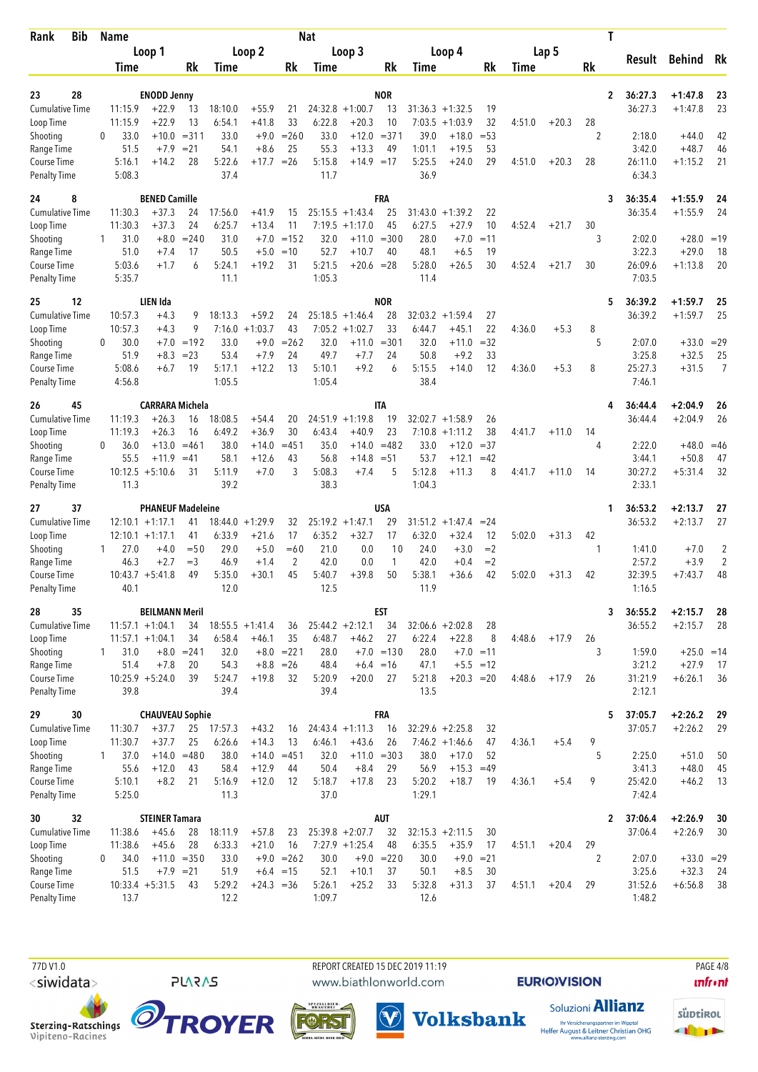| Rank | Bib | Name | | | Nat | | | | | | | | | | | | T | Result | Behind | Rk |
|---|---|---|---|---|---|---|---|---|---|---|---|---|---|---|---|---|---|---|---|---|
| | | Loop 1 | | | Loop 2 | | | Loop 3 | | | Loop 4 | | | Lap 5 | | | | | | |
| | | Time | | Rk | Time | | Rk | Time | | Rk | Time | | Rk | Time | | Rk | | | | |
| 23 | 28 | ENODD Jenny | | | | | | | | NOR | | | | | | | 2 | 36:27.3 | +1:47.8 | 23 |
| Cumulative Time | | 11:15.9 | +22.9 | 13 | 18:10.0 | +55.9 | 21 | 24:32.8 | +1:00.7 | 13 | 31:36.3 | +1:32.5 | 19 | | | | | 36:27.3 | +1:47.8 | 23 |
| Loop Time | | 11:15.9 | +22.9 | 13 | 6:54.1 | +41.8 | 33 | 6:22.8 | +20.3 | 10 | 7:03.5 | +1:03.9 | 32 | 4:51.0 | +20.3 | 28 | | | | |
| Shooting | 0 | 33.0 | +10.0 | =311 | 33.0 | +9.0 | =260 | 33.0 | +12.0 | =371 | 39.0 | +18.0 | =53 | | | | 2 | 2:18.0 | +44.0 | 42 |
| Range Time | | 51.5 | +7.9 | =21 | 54.1 | +8.6 | 25 | 55.3 | +13.3 | 49 | 1:01.1 | +19.5 | 53 | | | | | 3:42.0 | +48.7 | 46 |
| Course Time | | 5:16.1 | +14.2 | 28 | 5:22.6 | +17.7 | =26 | 5:15.8 | +14.9 | =17 | 5:25.5 | +24.0 | 29 | 4:51.0 | +20.3 | 28 | | 26:11.0 | +1:15.2 | 21 |
| Penalty Time | | 5:08.3 | | | 37.4 | | | 11.7 | | | 36.9 | | | | | | | 6:34.3 | | |
| 24 | 8 | BENED Camille | | | | | | | | FRA | | | | | | | 3 | 36:35.4 | +1:55.9 | 24 |
| Cumulative Time | | 11:30.3 | +37.3 | 24 | 17:56.0 | +41.9 | 15 | 25:15.5 | +1:43.4 | 25 | 31:43.0 | +1:39.2 | 22 | | | | | 36:35.4 | +1:55.9 | 24 |
| Loop Time | | 11:30.3 | +37.3 | 24 | 6:25.7 | +13.4 | 11 | 7:19.5 | +1:17.0 | 45 | 6:27.5 | +27.9 | 10 | 4:52.4 | +21.7 | 30 | | | | |
| Shooting | 1 | 31.0 | +8.0 | =240 | 31.0 | +7.0 | =152 | 32.0 | +11.0 | =300 | 28.0 | +7.0 | =11 | | | | 3 | 2:02.0 | +28.0 | =19 |
| Range Time | | 51.0 | +7.4 | 17 | 50.5 | +5.0 | =10 | 52.7 | +10.7 | 40 | 48.1 | +6.5 | 19 | | | | | 3:22.3 | +29.0 | 18 |
| Course Time | | 5:03.6 | +1.7 | 6 | 5:24.1 | +19.2 | 31 | 5:21.5 | +20.6 | =28 | 5:28.0 | +26.5 | 30 | 4:52.4 | +21.7 | 30 | | 26:09.6 | +1:13.8 | 20 |
| Penalty Time | | 5:35.7 | | | 11.1 | | | 1:05.3 | | | 11.4 | | | | | | | 7:03.5 | | |
| 25 | 12 | LIEN Ida | | | | | | | | NOR | | | | | | | 5 | 36:39.2 | +1:59.7 | 25 |
| Cumulative Time | | 10:57.3 | +4.3 | 9 | 18:13.3 | +59.2 | 24 | 25:18.5 | +1:46.4 | 28 | 32:03.2 | +1:59.4 | 27 | | | | | 36:39.2 | +1:59.7 | 25 |
| Loop Time | | 10:57.3 | +4.3 | 9 | 7:16.0 | +1:03.7 | 43 | 7:05.2 | +1:02.7 | 33 | 6:44.7 | +45.1 | 22 | 4:36.0 | +5.3 | 8 | | | | |
| Shooting | 0 | 30.0 | +7.0 | =192 | 33.0 | +9.0 | =262 | 32.0 | +11.0 | =301 | 32.0 | +11.0 | =32 | | | | 5 | 2:07.0 | +33.0 | =29 |
| Range Time | | 51.9 | +8.3 | =23 | 53.4 | +7.9 | 24 | 49.7 | +7.7 | 24 | 50.8 | +9.2 | 33 | | | | | 3:25.8 | +32.5 | 25 |
| Course Time | | 5:08.6 | +6.7 | 19 | 5:17.1 | +12.2 | 13 | 5:10.1 | +9.2 | 6 | 5:15.5 | +14.0 | 12 | 4:36.0 | +5.3 | 8 | | 25:27.3 | +31.5 | 7 |
| Penalty Time | | 4:56.8 | | | 1:05.5 | | | 1:05.4 | | | 38.4 | | | | | | | 7:46.1 | | |
| 26 | 45 | CARRARA Michela | | | | | | | | ITA | | | | | | | 4 | 36:44.4 | +2:04.9 | 26 |
| Cumulative Time | | 11:19.3 | +26.3 | 16 | 18:08.5 | +54.4 | 20 | 24:51.9 | +1:19.8 | 19 | 32:02.7 | +1:58.9 | 26 | | | | | 36:44.4 | +2:04.9 | 26 |
| Loop Time | | 11:19.3 | +26.3 | 16 | 6:49.2 | +36.9 | 30 | 6:43.4 | +40.9 | 23 | 7:10.8 | +1:11.2 | 38 | 4:41.7 | +11.0 | 14 | | | | |
| Shooting | 0 | 36.0 | +13.0 | =461 | 38.0 | +14.0 | =451 | 35.0 | +14.0 | =482 | 33.0 | +12.0 | =37 | | | | 4 | 2:22.0 | +48.0 | =46 |
| Range Time | | 55.5 | +11.9 | =41 | 58.1 | +12.6 | 43 | 56.8 | +14.8 | =51 | 53.7 | +12.1 | =42 | | | | | 3:44.1 | +50.8 | 47 |
| Course Time | | 10:12.5 | +5:10.6 | 31 | 5:11.9 | +7.0 | 3 | 5:08.3 | +7.4 | 5 | 5:12.8 | +11.3 | 8 | 4:41.7 | +11.0 | 14 | | 30:27.2 | +5:31.4 | 32 |
| Penalty Time | | 11.3 | | | 39.2 | | | 38.3 | | | 1:04.3 | | | | | | | 2:33.1 | | |
| 27 | 37 | PHANEUF Madeleine | | | | | | | | USA | | | | | | | 1 | 36:53.2 | +2:13.7 | 27 |
| Cumulative Time | | 12:10.1 | +1:17.1 | 41 | 18:44.0 | +1:29.9 | 32 | 25:19.2 | +1:47.1 | 29 | 31:51.2 | +1:47.4 | =24 | | | | | 36:53.2 | +2:13.7 | 27 |
| Loop Time | | 12:10.1 | +1:17.1 | 41 | 6:33.9 | +21.6 | 17 | 6:35.2 | +32.7 | 17 | 6:32.0 | +32.4 | 12 | 5:02.0 | +31.3 | 42 | | | | |
| Shooting | 1 | 27.0 | +4.0 | =50 | 29.0 | +5.0 | =60 | 21.0 | 0.0 | 10 | 24.0 | +3.0 | =2 | | | | 1 | 1:41.0 | +7.0 | 2 |
| Range Time | | 46.3 | +2.7 | =3 | 46.9 | +1.4 | 2 | 42.0 | 0.0 | 1 | 42.0 | +0.4 | =2 | | | | | 2:57.2 | +3.9 | 2 |
| Course Time | | 10:43.7 | +5:41.8 | 49 | 5:35.0 | +30.1 | 45 | 5:40.7 | +39.8 | 50 | 5:38.1 | +36.6 | 42 | 5:02.0 | +31.3 | 42 | | 32:39.5 | +7:43.7 | 48 |
| Penalty Time | | 40.1 | | | 12.0 | | | 12.5 | | | 11.9 | | | | | | | 1:16.5 | | |
| 28 | 35 | BEILMANN Meril | | | | | | | | EST | | | | | | | 3 | 36:55.2 | +2:15.7 | 28 |
| Cumulative Time | | 11:57.1 | +1:04.1 | 34 | 18:55.5 | +1:41.4 | 36 | 25:44.2 | +2:12.1 | 34 | 32:06.6 | +2:02.8 | 28 | | | | | 36:55.2 | +2:15.7 | 28 |
| Loop Time | | 11:57.1 | +1:04.1 | 34 | 6:58.4 | +46.1 | 35 | 6:48.7 | +46.2 | 27 | 6:22.4 | +22.8 | 8 | 4:48.6 | +17.9 | 26 | | | | |
| Shooting | 1 | 31.0 | +8.0 | =241 | 32.0 | +8.0 | =221 | 28.0 | +7.0 | =130 | 28.0 | +7.0 | =11 | | | | 3 | 1:59.0 | +25.0 | =14 |
| Range Time | | 51.4 | +7.8 | 20 | 54.3 | +8.8 | =26 | 48.4 | +6.4 | =16 | 47.1 | +5.5 | =12 | | | | | 3:21.2 | +27.9 | 17 |
| Course Time | | 10:25.9 | +5:24.0 | 39 | 5:24.7 | +19.8 | 32 | 5:20.9 | +20.0 | 27 | 5:21.8 | +20.3 | =20 | 4:48.6 | +17.9 | 26 | | 31:21.9 | +6:26.1 | 36 |
| Penalty Time | | 39.8 | | | 39.4 | | | 39.4 | | | 13.5 | | | | | | | 2:12.1 | | |
| 29 | 30 | CHAUVEAU Sophie | | | | | | | | FRA | | | | | | | 5 | 37:05.7 | +2:26.2 | 29 |
| Cumulative Time | | 11:30.7 | +37.7 | 25 | 17:57.3 | +43.2 | 16 | 24:43.4 | +1:11.3 | 16 | 32:29.6 | +2:25.8 | 32 | | | | | 37:05.7 | +2:26.2 | 29 |
| Loop Time | | 11:30.7 | +37.7 | 25 | 6:26.6 | +14.3 | 13 | 6:46.1 | +43.6 | 26 | 7:46.2 | +1:46.6 | 47 | 4:36.1 | +5.4 | 9 | | | | |
| Shooting | 1 | 37.0 | +14.0 | =480 | 38.0 | +14.0 | =451 | 32.0 | +11.0 | =303 | 38.0 | +17.0 | 52 | | | | 5 | 2:25.0 | +51.0 | 50 |
| Range Time | | 55.6 | +12.0 | 43 | 58.4 | +12.9 | 44 | 50.4 | +8.4 | 29 | 56.9 | +15.3 | =49 | | | | | 3:41.3 | +48.0 | 45 |
| Course Time | | 5:10.1 | +8.2 | 21 | 5:16.9 | +12.0 | 12 | 5:18.7 | +17.8 | 23 | 5:20.2 | +18.7 | 19 | 4:36.1 | +5.4 | 9 | | 25:42.0 | +46.2 | 13 |
| Penalty Time | | 5:25.0 | | | 11.3 | | | 37.0 | | | 1:29.1 | | | | | | | 7:42.4 | | |
| 30 | 32 | STEINER Tamara | | | | | | | | AUT | | | | | | | 2 | 37:06.4 | +2:26.9 | 30 |
| Cumulative Time | | 11:38.6 | +45.6 | 28 | 18:11.9 | +57.8 | 23 | 25:39.8 | +2:07.7 | 32 | 32:15.3 | +2:11.5 | 30 | | | | | 37:06.4 | +2:26.9 | 30 |
| Loop Time | | 11:38.6 | +45.6 | 28 | 6:33.3 | +21.0 | 16 | 7:27.9 | +1:25.4 | 48 | 6:35.5 | +35.9 | 17 | 4:51.1 | +20.4 | 29 | | | | |
| Shooting | 0 | 34.0 | +11.0 | =350 | 33.0 | +9.0 | =262 | 30.0 | +9.0 | =220 | 30.0 | +9.0 | =21 | | | | 2 | 2:07.0 | +33.0 | =29 |
| Range Time | | 51.5 | +7.9 | =21 | 51.9 | +6.4 | =15 | 52.1 | +10.1 | 37 | 50.1 | +8.5 | 30 | | | | | 3:25.6 | +32.3 | 24 |
| Course Time | | 10:33.4 | +5:31.5 | 43 | 5:29.2 | +24.3 | =36 | 5:26.1 | +25.2 | 33 | 5:32.8 | +31.3 | 37 | 4:51.1 | +20.4 | 29 | | 31:52.6 | +6:56.8 | 38 |
| Penalty Time | | 13.7 | | | 12.2 | | | 1:09.7 | | | 12.6 | | | | | | | 1:48.2 | | |

77D V1.0 REPORT CREATED 15 DEC 2019 11:19 www.biathlonworld.com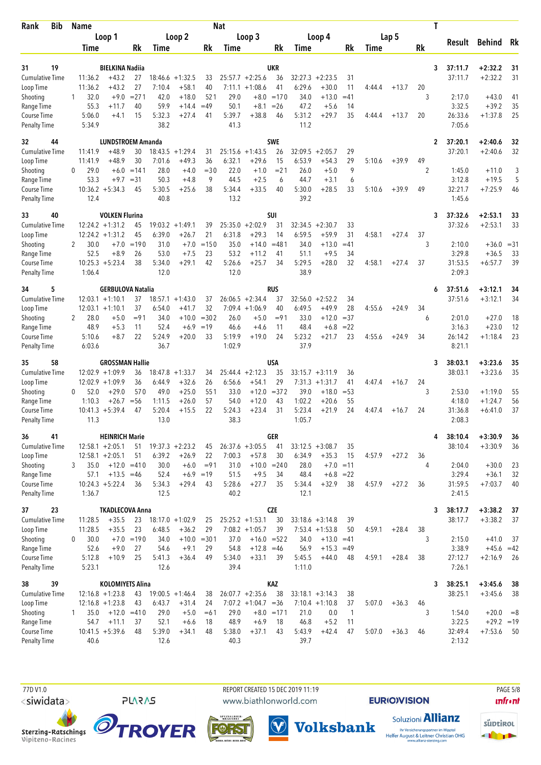| Rank | Bib | Name | | | Loop 1 | | | Loop 2 | | | Loop 3 | | Nat | Loop 4 | | | Lap 5 | | | T | Result | Behind | Rk |
|---|---|---|---|---|---|---|---|---|---|---|---|---|---|---|---|---|---|---|---|---|---|---|---|
| | | | | | Time | | Rk | Time | | Rk | Time | | Rk | Time | | Rk | Time | | Rk | | | | |
| 31 | 19 | BIELKINA Nadiia | | | | | | | | | | | UKR | | | | | | | 3 | 37:11.7 | +2:32.2 | 31 |
| Cumulative Time | | | | | 11:36.2 | +43.2 | 27 | 18:46.6 | +1:32.5 | 33 | 25:57.7 | +2:25.6 | 36 | 32:27.3 | +2:23.5 | 31 | | | | | 37:11.7 | +2:32.2 | 31 |
| Loop Time | | | | | 11:36.2 | +43.2 | 27 | 7:10.4 | +58.1 | 40 | 7:11.1 | +1:08.6 | 41 | 6:29.6 | +30.0 | 11 | 4:44.4 | +13.7 | 20 | | | | |
| Shooting | | | 1 | | 32.0 | +9.0 | =27 1 | 42.0 | +18.0 | 52 1 | 29.0 | +8.0 | =17 0 | 34.0 | +13.0 | =41 | | | | 3 | 2:17.0 | +43.0 | 41 |
| Range Time | | | | | 55.3 | +11.7 | 40 | 59.9 | +14.4 | =49 | 50.1 | +8.1 | =26 | 47.2 | +5.6 | 14 | | | | | 3:32.5 | +39.2 | 35 |
| Course Time | | | | | 5:06.0 | +4.1 | 15 | 5:32.3 | +27.4 | 41 | 5:39.7 | +38.8 | 46 | 5:31.2 | +29.7 | 35 | 4:44.4 | +13.7 | 20 | | 26:33.6 | +1:37.8 | 25 |
| Penalty Time | | | | | 5:34.9 | | | 38.2 | | | 41.3 | | | 11.2 | | | | | | | 7:05.6 | | |
| 32 | 44 | LUNDSTROEM Amanda | | | | | | | | | | | SWE | | | | | | | 2 | 37:20.1 | +2:40.6 | 32 |
| Cumulative Time | | | | | 11:41.9 | +48.9 | 30 | 18:43.5 | +1:29.4 | 31 | 25:15.6 | +1:43.5 | 26 | 32:09.5 | +2:05.7 | 29 | | | | | 37:20.1 | +2:40.6 | 32 |
| Loop Time | | | | | 11:41.9 | +48.9 | 30 | 7:01.6 | +49.3 | 36 | 6:32.1 | +29.6 | 15 | 6:53.9 | +54.3 | 29 | 5:10.6 | +39.9 | 49 | | | | |
| Shooting | | | 0 | | 29.0 | +6.0 | =14 1 | 28.0 | +4.0 | =3 0 | 22.0 | +1.0 | =2 1 | 26.0 | +5.0 | 9 | | | | 2 | 1:45.0 | +11.0 | 3 |
| Range Time | | | | | 53.3 | +9.7 | =31 | 50.3 | +4.8 | 9 | 44.5 | +2.5 | 6 | 44.7 | +3.1 | 6 | | | | | 3:12.8 | +19.5 | 5 |
| Course Time | | | | | 10:36.2 | +5:34.3 | 45 | 5:30.5 | +25.6 | 38 | 5:34.4 | +33.5 | 40 | 5:30.0 | +28.5 | 33 | 5:10.6 | +39.9 | 49 | | 32:21.7 | +7:25.9 | 46 |
| Penalty Time | | | | | 12.4 | | | 40.8 | | | 13.2 | | | 39.2 | | | | | | | 1:45.6 | | |
| 33 | 40 | VOLKEN Flurina | | | | | | | | | | | SUI | | | | | | | 3 | 37:32.6 | +2:53.1 | 33 |
| Cumulative Time | | | | | 12:24.2 | +1:31.2 | 45 | 19:03.2 | +1:49.1 | 39 | 25:35.0 | +2:02.9 | 31 | 32:34.5 | +2:30.7 | 33 | | | | | 37:32.6 | +2:53.1 | 33 |
| Loop Time | | | | | 12:24.2 | +1:31.2 | 45 | 6:39.0 | +26.7 | 21 | 6:31.8 | +29.3 | 14 | 6:59.5 | +59.9 | 31 | 4:58.1 | +27.4 | 37 | | | | |
| Shooting | | | 2 | | 30.0 | +7.0 | =19 0 | 31.0 | +7.0 | =15 0 | 35.0 | +14.0 | =48 1 | 34.0 | +13.0 | =41 | | | | 3 | 2:10.0 | +36.0 | =31 |
| Range Time | | | | | 52.5 | +8.9 | 26 | 53.0 | +7.5 | 23 | 53.2 | +11.2 | 41 | 51.1 | +9.5 | 34 | | | | | 3:29.8 | +36.5 | 33 |
| Course Time | | | | | 10:25.3 | +5:23.4 | 38 | 5:34.0 | +29.1 | 42 | 5:26.6 | +25.7 | 34 | 5:29.5 | +28.0 | 32 | 4:58.1 | +27.4 | 37 | | 31:53.5 | +6:57.7 | 39 |
| Penalty Time | | | | | 1:06.4 | | | 12.0 | | | 12.0 | | | 38.9 | | | | | | | 2:09.3 | | |
| 34 | 5 | GERBULOVA Natalia | | | | | | | | | | | RUS | | | | | | | 6 | 37:51.6 | +3:12.1 | 34 |
| Cumulative Time | | | | | 12:03.1 | +1:10.1 | 37 | 18:57.1 | +1:43.0 | 37 | 26:06.5 | +2:34.4 | 37 | 32:56.0 | +2:52.2 | 34 | | | | | 37:51.6 | +3:12.1 | 34 |
| Loop Time | | | | | 12:03.1 | +1:10.1 | 37 | 6:54.0 | +41.7 | 32 | 7:09.4 | +1:06.9 | 40 | 6:49.5 | +49.9 | 28 | 4:55.6 | +24.9 | 34 | | | | |
| Shooting | | | 2 | | 28.0 | +5.0 | =9 1 | 34.0 | +10.0 | =30 2 | 26.0 | +5.0 | =9 1 | 33.0 | +12.0 | =37 | | | | 6 | 2:01.0 | +27.0 | 18 |
| Range Time | | | | | 48.9 | +5.3 | 11 | 52.4 | +6.9 | =19 | 46.6 | +4.6 | 11 | 48.4 | +6.8 | =22 | | | | | 3:16.3 | +23.0 | 12 |
| Course Time | | | | | 5:10.6 | +8.7 | 22 | 5:24.9 | +20.0 | 33 | 5:19.9 | +19.0 | 24 | 5:23.2 | +21.7 | 23 | 4:55.6 | +24.9 | 34 | | 26:14.2 | +1:18.4 | 23 |
| Penalty Time | | | | | 6:03.6 | | | 36.7 | | | 1:02.9 | | | 37.9 | | | | | | | 8:21.1 | | |
| 35 | 58 | GROSSMAN Hallie | | | | | | | | | | | USA | | | | | | | 3 | 38:03.1 | +3:23.6 | 35 |
| Cumulative Time | | | | | 12:02.9 | +1:09.9 | 36 | 18:47.8 | +1:33.7 | 34 | 25:44.4 | +2:12.3 | 35 | 33:15.7 | +3:11.9 | 36 | | | | | 38:03.1 | +3:23.6 | 35 |
| Loop Time | | | | | 12:02.9 | +1:09.9 | 36 | 6:44.9 | +32.6 | 26 | 6:56.6 | +54.1 | 29 | 7:31.3 | +1:31.7 | 41 | 4:47.4 | +16.7 | 24 | | | | |
| Shooting | | | 0 | | 52.0 | +29.0 | 57 0 | 49.0 | +25.0 | 55 1 | 33.0 | +12.0 | =37 2 | 39.0 | +18.0 | =53 | | | | 3 | 2:53.0 | +1:19.0 | 55 |
| Range Time | | | | | 1:10.3 | +26.7 | =56 | 1:11.5 | +26.0 | 57 | 54.0 | +12.0 | 43 | 1:02.2 | +20.6 | 55 | | | | | 4:18.0 | +1:24.7 | 56 |
| Course Time | | | | | 10:41.3 | +5:39.4 | 47 | 5:20.4 | +15.5 | 22 | 5:24.3 | +23.4 | 31 | 5:23.4 | +21.9 | 24 | 4:47.4 | +16.7 | 24 | | 31:36.8 | +6:41.0 | 37 |
| Penalty Time | | | | | 11.3 | | | 13.0 | | | 38.3 | | | 1:05.7 | | | | | | | 2:08.3 | | |
| 36 | 41 | HEINRICH Marie | | | | | | | | | | | GER | | | | | | | 4 | 38:10.4 | +3:30.9 | 36 |
| Cumulative Time | | | | | 12:58.1 | +2:05.1 | 51 | 19:37.3 | +2:23.2 | 45 | 26:37.6 | +3:05.5 | 41 | 33:12.5 | +3:08.7 | 35 | | | | | 38:10.4 | +3:30.9 | 36 |
| Loop Time | | | | | 12:58.1 | +2:05.1 | 51 | 6:39.2 | +26.9 | 22 | 7:00.3 | +57.8 | 30 | 6:34.9 | +35.3 | 15 | 4:57.9 | +27.2 | 36 | | | | |
| Shooting | | | 3 | | 35.0 | +12.0 | =41 0 | 30.0 | +6.0 | =9 1 | 31.0 | +10.0 | =24 0 | 28.0 | +7.0 | =11 | | | | 4 | 2:04.0 | +30.0 | 23 |
| Range Time | | | | | 57.1 | +13.5 | =46 | 52.4 | +6.9 | =19 | 51.5 | +9.5 | 34 | 48.4 | +6.8 | =22 | | | | | 3:29.4 | +36.1 | 32 |
| Course Time | | | | | 10:24.3 | +5:22.4 | 36 | 5:34.3 | +29.4 | 43 | 5:28.6 | +27.7 | 35 | 5:34.4 | +32.9 | 38 | 4:57.9 | +27.2 | 36 | | 31:59.5 | +7:03.7 | 40 |
| Penalty Time | | | | | 1:36.7 | | | 12.5 | | | 40.2 | | | 12.1 | | | | | | | 2:41.5 | | |
| 37 | 23 | TKADLECOVA Anna | | | | | | | | | | | CZE | | | | | | | 3 | 38:17.7 | +3:38.2 | 37 |
| Cumulative Time | | | | | 11:28.5 | +35.5 | 23 | 18:17.0 | +1:02.9 | 25 | 25:25.2 | +1:53.1 | 30 | 33:18.6 | +3:14.8 | 39 | | | | | 38:17.7 | +3:38.2 | 37 |
| Loop Time | | | | | 11:28.5 | +35.5 | 23 | 6:48.5 | +36.2 | 29 | 7:08.2 | +1:05.7 | 39 | 7:53.4 | +1:53.8 | 50 | 4:59.1 | +28.4 | 38 | | | | |
| Shooting | | | 0 | | 30.0 | +7.0 | =19 0 | 34.0 | +10.0 | =30 1 | 37.0 | +16.0 | =52 2 | 34.0 | +13.0 | =41 | | | | 3 | 2:15.0 | +41.0 | 37 |
| Range Time | | | | | 52.6 | +9.0 | 27 | 54.6 | +9.1 | 29 | 54.8 | +12.8 | =46 | 56.9 | +15.3 | =49 | | | | | 3:38.9 | +45.6 | =42 |
| Course Time | | | | | 5:12.8 | +10.9 | 25 | 5:41.3 | +36.4 | 49 | 5:34.0 | +33.1 | 39 | 5:45.5 | +44.0 | 48 | 4:59.1 | +28.4 | 38 | | 27:12.7 | +2:16.9 | 26 |
| Penalty Time | | | | | 5:23.1 | | | 12.6 | | | 39.4 | | | 1:11.0 | | | | | | | 7:26.1 | | |
| 38 | 39 | KOLOMIYETS Alina | | | | | | | | | | | KAZ | | | | | | | 3 | 38:25.1 | +3:45.6 | 38 |
| Cumulative Time | | | | | 12:16.8 | +1:23.8 | 43 | 19:00.5 | +1:46.4 | 38 | 26:07.7 | +2:35.6 | 38 | 33:18.1 | +3:14.3 | 38 | | | | | 38:25.1 | +3:45.6 | 38 |
| Loop Time | | | | | 12:16.8 | +1:23.8 | 43 | 6:43.7 | +31.4 | 24 | 7:07.2 | +1:04.7 | =36 | 7:10.4 | +1:10.8 | 37 | 5:07.0 | +36.3 | 46 | | | | |
| Shooting | | | 1 | | 35.0 | +12.0 | =41 0 | 29.0 | +5.0 | =6 1 | 29.0 | +8.0 | =17 1 | 21.0 | 0.0 | 1 | | | | 3 | 1:54.0 | +20.0 | =8 |
| Range Time | | | | | 54.7 | +11.1 | 37 | 52.1 | +6.6 | 18 | 48.9 | +6.9 | 18 | 46.8 | +5.2 | 11 | | | | | 3:22.5 | +29.2 | =19 |
| Course Time | | | | | 10:41.5 | +5:39.6 | 48 | 5:39.0 | +34.1 | 48 | 5:38.0 | +37.1 | 43 | 5:43.9 | +42.4 | 47 | 5:07.0 | +36.3 | 46 | | 32:49.4 | +7:53.6 | 50 |
| Penalty Time | | | | | 40.6 | | | 12.6 | | | 40.3 | | | 39.7 | | | | | | | 2:13.2 | | |

77D V1.0 REPORT CREATED 15 DEC 2019 11:19 www.biathlonworld.com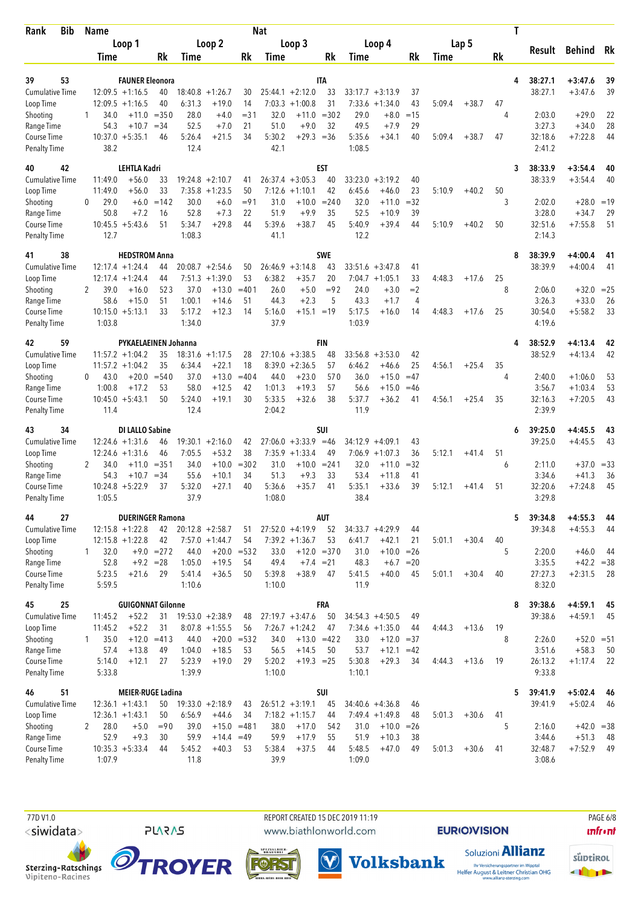| Rank | Bib | Name | | | Nat | | | | | | | | | | | T | Result | Behind | Rk |
|---|---|---|---|---|---|---|---|---|---|---|---|---|---|---|---|---|---|---|---|
| | | Loop 1 | | | Loop 2 | | | Loop 3 | | | Loop 4 | | | Lap 5 | | | | | |
| | | Time | | Rk | Time | | Rk | Time | | Rk | Time | | Rk | Time | | Rk | | | |
| 39 | 53 | FAUNER Eleonora | | | | | | ITA | | | | | | | | 4 | 38:27.1 | +3:47.6 | 39 |
| Cumulative Time | | 12:09.5 | +1:16.5 | 40 | 18:40.8 | +1:26.7 | 30 | 25:44.1 | +2:12.0 | 33 | 33:17.7 | +3:13.9 | 37 | | | | 38:27.1 | +3:47.6 | 39 |
| Loop Time | | 12:09.5 | +1:16.5 | 40 | 6:31.3 | +19.0 | 14 | 7:03.3 | +1:00.8 | 31 | 7:33.6 | +1:34.0 | 43 | 5:09.4 | +38.7 | 47 | | | |
| Shooting | 1 | 34.0 | +11.0 | =35 0 | 28.0 | +4.0 | =3 1 | 32.0 | +11.0 | =30 2 | 29.0 | +8.0 | =15 | | | 4 | 2:03.0 | +29.0 | 22 |
| Range Time | | 54.3 | +10.7 | =34 | 52.5 | +7.0 | 21 | 51.0 | +9.0 | 32 | 49.5 | +7.9 | 29 | | | | 3:27.3 | +34.0 | 28 |
| Course Time | | 10:37.0 | +5:35.1 | 46 | 5:26.4 | +21.5 | 34 | 5:30.2 | +29.3 | =36 | 5:35.6 | +34.1 | 40 | 5:09.4 | +38.7 | 47 | 32:18.6 | +7:22.8 | 44 |
| Penalty Time | | 38.2 | | | 12.4 | | | 42.1 | | | 1:08.5 | | | | | | 2:41.2 | | |
| 40 | 42 | LEHTLA Kadri | | | | | | EST | | | | | | | | 3 | 38:33.9 | +3:54.4 | 40 |
| Cumulative Time | | 11:49.0 | +56.0 | 33 | 19:24.8 | +2:10.7 | 41 | 26:37.4 | +3:05.3 | 40 | 33:23.0 | +3:19.2 | 40 | | | | 38:33.9 | +3:54.4 | 40 |
| Loop Time | | 11:49.0 | +56.0 | 33 | 7:35.8 | +1:23.5 | 50 | 7:12.6 | +1:10.1 | 42 | 6:45.6 | +46.0 | 23 | 5:10.9 | +40.2 | 50 | | | |
| Shooting | 0 | 29.0 | +6.0 | =14 2 | 30.0 | +6.0 | =9 1 | 31.0 | +10.0 | =24 0 | 32.0 | +11.0 | =32 | | | 3 | 2:02.0 | +28.0 | =19 |
| Range Time | | 50.8 | +7.2 | 16 | 52.8 | +7.3 | 22 | 51.9 | +9.9 | 35 | 52.5 | +10.9 | 39 | | | | 3:28.0 | +34.7 | 29 |
| Course Time | | 10:45.5 | +5:43.6 | 51 | 5:34.7 | +29.8 | 44 | 5:39.6 | +38.7 | 45 | 5:40.9 | +39.4 | 44 | 5:10.9 | +40.2 | 50 | 32:51.6 | +7:55.8 | 51 |
| Penalty Time | | 12.7 | | | 1:08.3 | | | 41.1 | | | 12.2 | | | | | | 2:14.3 | | |
| 41 | 38 | HEDSTROM Anna | | | | | | SWE | | | | | | | | 8 | 38:39.9 | +4:00.4 | 41 |
| Cumulative Time | | 12:17.4 | +1:24.4 | 44 | 20:08.7 | +2:54.6 | 50 | 26:46.9 | +3:14.8 | 43 | 33:51.6 | +3:47.8 | 41 | | | | 38:39.9 | +4:00.4 | 41 |
| Loop Time | | 12:17.4 | +1:24.4 | 44 | 7:51.3 | +1:39.0 | 53 | 6:38.2 | +35.7 | 20 | 7:04.7 | +1:05.1 | 33 | 4:48.3 | +17.6 | 25 | | | |
| Shooting | 2 | 39.0 | +16.0 | 52 3 | 37.0 | +13.0 | =40 1 | 26.0 | +5.0 | =9 2 | 24.0 | +3.0 | =2 | | | 8 | 2:06.0 | +32.0 | =25 |
| Range Time | | 58.6 | +15.0 | 51 | 1:00.1 | +14.6 | 51 | 44.3 | +2.3 | 5 | 43.3 | +1.7 | 4 | | | | 3:26.3 | +33.0 | 26 |
| Course Time | | 10:15.0 | +5:13.1 | 33 | 5:17.2 | +12.3 | 14 | 5:16.0 | +15.1 | =19 | 5:17.5 | +16.0 | 14 | 4:48.3 | +17.6 | 25 | 30:54.0 | +5:58.2 | 33 |
| Penalty Time | | 1:03.8 | | | 1:34.0 | | | 37.9 | | | 1:03.9 | | | | | | 4:19.6 | | |
| 42 | 59 | PYKAELAEINEN Johanna | | | | | | FIN | | | | | | | | 4 | 38:52.9 | +4:13.4 | 42 |
| Cumulative Time | | 11:57.2 | +1:04.2 | 35 | 18:31.6 | +1:17.5 | 28 | 27:10.6 | +3:38.5 | 48 | 33:56.8 | +3:53.0 | 42 | | | | 38:52.9 | +4:13.4 | 42 |
| Loop Time | | 11:57.2 | +1:04.2 | 35 | 6:34.4 | +22.1 | 18 | 8:39.0 | +2:36.5 | 57 | 6:46.2 | +46.6 | 25 | 4:56.1 | +25.4 | 35 | | | |
| Shooting | 0 | 43.0 | +20.0 | =54 0 | 37.0 | +13.0 | =40 4 | 44.0 | +23.0 | 57 0 | 36.0 | +15.0 | =47 | | | 4 | 2:40.0 | +1:06.0 | 53 |
| Range Time | | 1:00.8 | +17.2 | 53 | 58.0 | +12.5 | 42 | 1:01.3 | +19.3 | 57 | 56.6 | +15.0 | =46 | | | | 3:56.7 | +1:03.4 | 53 |
| Course Time | | 10:45.0 | +5:43.1 | 50 | 5:24.0 | +19.1 | 30 | 5:33.5 | +32.6 | 38 | 5:37.7 | +36.2 | 41 | 4:56.1 | +25.4 | 35 | 32:16.3 | +7:20.5 | 43 |
| Penalty Time | | 11.4 | | | 12.4 | | | 2:04.2 | | | 11.9 | | | | | | 2:39.9 | | |
| 43 | 34 | DI LALLO Sabine | | | | | | SUI | | | | | | | | 6 | 39:25.0 | +4:45.5 | 43 |
| Cumulative Time | | 12:24.6 | +1:31.6 | 46 | 19:30.1 | +2:16.0 | 42 | 27:06.0 | +3:33.9 | =46 | 34:12.9 | +4:09.1 | 43 | | | | 39:25.0 | +4:45.5 | 43 |
| Loop Time | | 12:24.6 | +1:31.6 | 46 | 7:05.5 | +53.2 | 38 | 7:35.9 | +1:33.4 | 49 | 7:06.9 | +1:07.3 | 36 | 5:12.1 | +41.4 | 51 | | | |
| Shooting | 2 | 34.0 | +11.0 | =35 1 | 34.0 | +10.0 | =30 2 | 31.0 | +10.0 | =24 1 | 32.0 | +11.0 | =32 | | | 6 | 2:11.0 | +37.0 | =33 |
| Range Time | | 54.3 | +10.7 | =34 | 55.6 | +10.1 | 34 | 51.3 | +9.3 | 33 | 53.4 | +11.8 | 41 | | | | 3:34.6 | +41.3 | 36 |
| Course Time | | 10:24.8 | +5:22.9 | 37 | 5:32.0 | +27.1 | 40 | 5:36.6 | +35.7 | 41 | 5:35.1 | +33.6 | 39 | 5:12.1 | +41.4 | 51 | 32:20.6 | +7:24.8 | 45 |
| Penalty Time | | 1:05.5 | | | 37.9 | | | 1:08.0 | | | 38.4 | | | | | | 3:29.8 | | |
| 44 | 27 | DUERINGER Ramona | | | | | | AUT | | | | | | | | 5 | 39:34.8 | +4:55.3 | 44 |
| Cumulative Time | | 12:15.8 | +1:22.8 | 42 | 20:12.8 | +2:58.7 | 51 | 27:52.0 | +4:19.9 | 52 | 34:33.7 | +4:29.9 | 44 | | | | 39:34.8 | +4:55.3 | 44 |
| Loop Time | | 12:15.8 | +1:22.8 | 42 | 7:57.0 | +1:44.7 | 54 | 7:39.2 | +1:36.7 | 53 | 6:41.7 | +42.1 | 21 | 5:01.1 | +30.4 | 40 | | | |
| Shooting | 1 | 32.0 | +9.0 | =27 2 | 44.0 | +20.0 | =53 2 | 33.0 | +12.0 | =37 0 | 31.0 | +10.0 | =26 | | | 5 | 2:20.0 | +46.0 | 44 |
| Range Time | | 52.8 | +9.2 | =28 | 1:05.0 | +19.5 | 54 | 49.4 | +7.4 | =21 | 48.3 | +6.7 | =20 | | | | 3:35.5 | +42.2 | =38 |
| Course Time | | 5:23.5 | +21.6 | 29 | 5:41.4 | +36.5 | 50 | 5:39.8 | +38.9 | 47 | 5:41.5 | +40.0 | 45 | 5:01.1 | +30.4 | 40 | 27:27.3 | +2:31.5 | 28 |
| Penalty Time | | 5:59.5 | | | 1:10.6 | | | 1:10.0 | | | 11.9 | | | | | | 8:32.0 | | |
| 45 | 25 | GUIGONNAT Gilonne | | | | | | FRA | | | | | | | | 8 | 39:38.6 | +4:59.1 | 45 |
| Cumulative Time | | 11:45.2 | +52.2 | 31 | 19:53.0 | +2:38.9 | 48 | 27:19.7 | +3:47.6 | 50 | 34:54.3 | +4:50.5 | 49 | | | | 39:38.6 | +4:59.1 | 45 |
| Loop Time | | 11:45.2 | +52.2 | 31 | 8:07.8 | +1:55.5 | 56 | 7:26.7 | +1:24.2 | 47 | 7:34.6 | +1:35.0 | 44 | 4:44.3 | +13.6 | 19 | | | |
| Shooting | 1 | 35.0 | +12.0 | =41 3 | 44.0 | +20.0 | =53 2 | 34.0 | +13.0 | =42 2 | 33.0 | +12.0 | =37 | | | 8 | 2:26.0 | +52.0 | =51 |
| Range Time | | 57.4 | +13.8 | 49 | 1:04.0 | +18.5 | 53 | 56.5 | +14.5 | 50 | 53.7 | +12.1 | =42 | | | | 3:51.6 | +58.3 | 50 |
| Course Time | | 5:14.0 | +12.1 | 27 | 5:23.9 | +19.0 | 29 | 5:20.2 | +19.3 | =25 | 5:30.8 | +29.3 | 34 | 4:44.3 | +13.6 | 19 | 26:13.2 | +1:17.4 | 22 |
| Penalty Time | | 5:33.8 | | | 1:39.9 | | | 1:10.0 | | | 1:10.1 | | | | | | 9:33.8 | | |
| 46 | 51 | MEIER-RUGE Ladina | | | | | | SUI | | | | | | | | 5 | 39:41.9 | +5:02.4 | 46 |
| Cumulative Time | | 12:36.1 | +1:43.1 | 50 | 19:33.0 | +2:18.9 | 43 | 26:51.2 | +3:19.1 | 45 | 34:40.6 | +4:36.8 | 46 | | | | 39:41.9 | +5:02.4 | 46 |
| Loop Time | | 12:36.1 | +1:43.1 | 50 | 6:56.9 | +44.6 | 34 | 7:18.2 | +1:15.7 | 44 | 7:49.4 | +1:49.8 | 48 | 5:01.3 | +30.6 | 41 | | | |
| Shooting | 2 | 28.0 | +5.0 | =9 0 | 39.0 | +15.0 | =48 1 | 38.0 | +17.0 | 54 2 | 31.0 | +10.0 | =26 | | | 5 | 2:16.0 | +42.0 | =38 |
| Range Time | | 52.9 | +9.3 | 30 | 59.9 | +14.4 | =49 | 59.9 | +17.9 | 55 | 51.9 | +10.3 | 38 | | | | 3:44.6 | +51.3 | 48 |
| Course Time | | 10:35.3 | +5:33.4 | 44 | 5:45.2 | +40.3 | 53 | 5:38.4 | +37.5 | 44 | 5:48.5 | +47.0 | 49 | 5:01.3 | +30.6 | 41 | 32:48.7 | +7:52.9 | 49 |
| Penalty Time | | 1:07.9 | | | 11.8 | | | 39.9 | | | 1:09.0 | | | | | | 3:08.6 | | |

77D V1.0 REPORT CREATED 15 DEC 2019 11:19 www.biathlonworld.com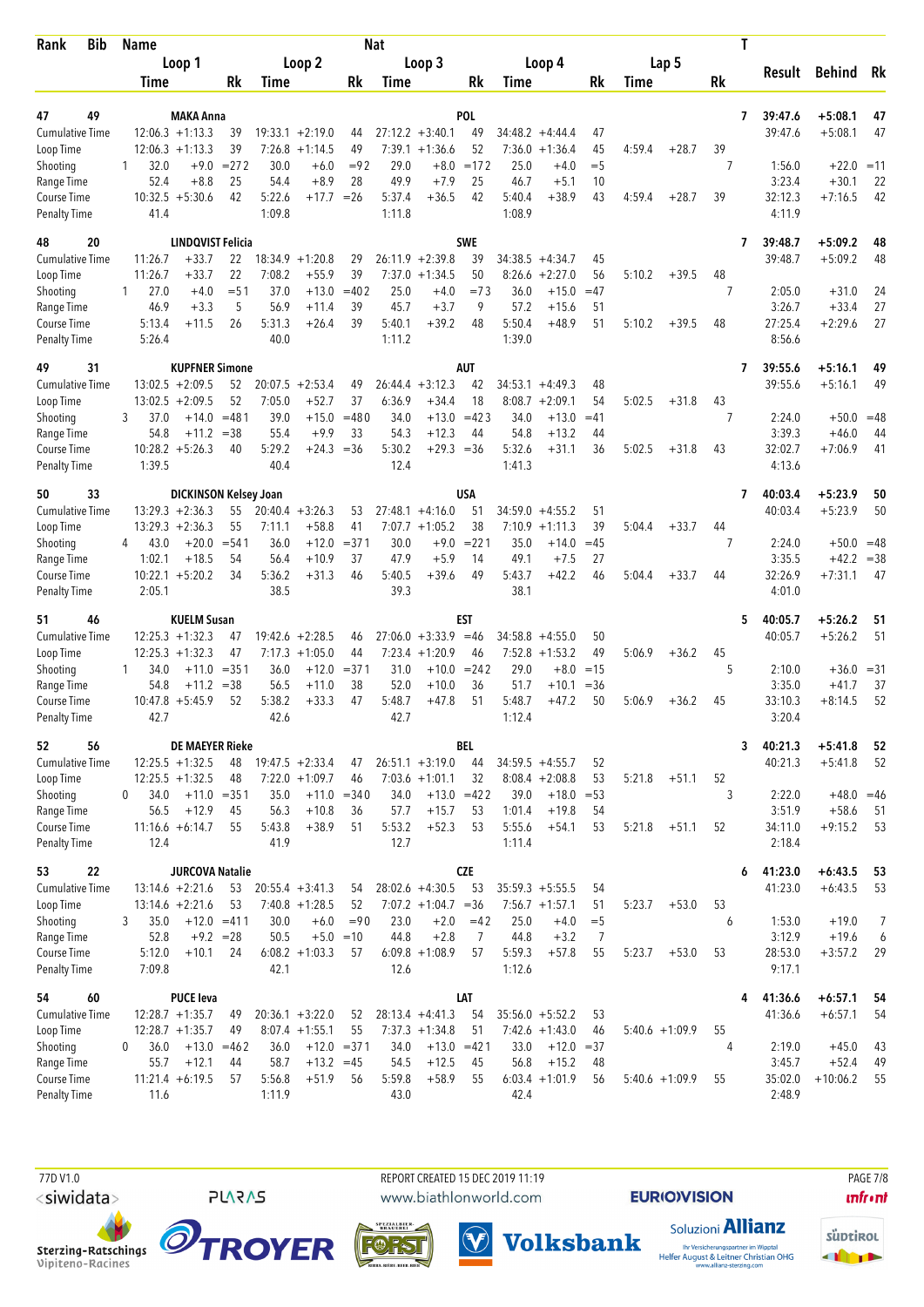| Rank | Bib | Name | | | | | | Nat | | | | | | | | | T | Result | Behind | Rk |
|---|---|---|---|---|---|---|---|---|---|---|---|---|---|---|---|---|---|---|---|---|
| | | Loop 1 | | | Loop 2 | | | Loop 3 | | | Loop 4 | | | Lap 5 | | | | | | |
| | | Time | | Rk | Time | | Rk | Time | | Rk | Time | | Rk | Time | | Rk | | | | |
| **47** | **49** | **MAKA Anna** | | | | | | **POL** | | | | | | | | | **7** | **39:47.6** | **+5:08.1** | **47** |
| Cumulative Time | | 12:06.3 | +1:13.3 | 39 | 19:33.1 | +2:19.0 | 44 | 27:12.2 | +3:40.1 | 49 | 34:48.2 | +4:44.4 | 47 | | | | | 39:47.6 | +5:08.1 | 47 |
| Loop Time | | 12:06.3 | +1:13.3 | 39 | 7:26.8 | +1:14.5 | 49 | 7:39.1 | +1:36.6 | 52 | 7:36.0 | +1:36.4 | 45 | 4:59.4 | +28.7 | 39 | | | | |
| Shooting | 1 | 32.0 | +9.0 | =27 2 | 30.0 | +6.0 | =9 2 | 29.0 | +8.0 | =17 2 | 25.0 | +4.0 | =5 | | | | 7 | 1:56.0 | +22.0 | =11 |
| Range Time | | 52.4 | +8.8 | 25 | 54.4 | +8.9 | 28 | 49.9 | +7.9 | 25 | 46.7 | +5.1 | 10 | | | | | 3:23.4 | +30.1 | 22 |
| Course Time | | 10:32.5 | +5:30.6 | 42 | 5:22.6 | +17.7 | =26 | 5:37.4 | +36.5 | 42 | 5:40.4 | +38.9 | 43 | 4:59.4 | +28.7 | 39 | | 32:12.3 | +7:16.5 | 42 |
| Penalty Time | | 41.4 | | | 1:09.8 | | | 1:11.8 | | | 1:08.9 | | | | | | | 4:11.9 | | |
| **48** | **20** | **LINDQVIST Felicia** | | | | | | **SWE** | | | | | | | | | **7** | **39:48.7** | **+5:09.2** | **48** |
| Cumulative Time | | 11:26.7 | +33.7 | 22 | 18:34.9 | +1:20.8 | 29 | 26:11.9 | +2:39.8 | 39 | 34:38.5 | +4:34.7 | 45 | | | | | 39:48.7 | +5:09.2 | 48 |
| Loop Time | | 11:26.7 | +33.7 | 22 | 7:08.2 | +55.9 | 39 | 7:37.0 | +1:34.5 | 50 | 8:26.6 | +2:27.0 | 56 | 5:10.2 | +39.5 | 48 | | | | |
| Shooting | 1 | 27.0 | +4.0 | =5 1 | 37.0 | +13.0 | =40 2 | 25.0 | +4.0 | =7 3 | 36.0 | +15.0 | =47 | | | | 7 | 2:05.0 | +31.0 | 24 |
| Range Time | | 46.9 | +3.3 | 5 | 56.9 | +11.4 | 39 | 45.7 | +3.7 | 9 | 57.2 | +15.6 | 51 | | | | | 3:26.7 | +33.4 | 27 |
| Course Time | | 5:13.4 | +11.5 | 26 | 5:31.3 | +26.4 | 39 | 5:40.1 | +39.2 | 48 | 5:50.4 | +48.9 | 51 | 5:10.2 | +39.5 | 48 | | 27:25.4 | +2:29.6 | 27 |
| Penalty Time | | 5:26.4 | | | 40.0 | | | 1:11.2 | | | 1:39.0 | | | | | | | 8:56.6 | | |
| **49** | **31** | **KUPFNER Simone** | | | | | | **AUT** | | | | | | | | | **7** | **39:55.6** | **+5:16.1** | **49** |
| Cumulative Time | | 13:02.5 | +2:09.5 | 52 | 20:07.5 | +2:53.4 | 49 | 26:44.4 | +3:12.3 | 42 | 34:53.1 | +4:49.3 | 48 | | | | | 39:55.6 | +5:16.1 | 49 |
| Loop Time | | 13:02.5 | +2:09.5 | 52 | 7:05.0 | +52.7 | 37 | 6:36.9 | +34.4 | 18 | 8:08.7 | +2:09.1 | 54 | 5:02.5 | +31.8 | 43 | | | | |
| Shooting | 3 | 37.0 | +14.0 | =48 1 | 39.0 | +15.0 | =48 0 | 34.0 | +13.0 | =42 3 | 34.0 | +13.0 | =41 | | | | 7 | 2:24.0 | +50.0 | =48 |
| Range Time | | 54.8 | +11.2 | =38 | 55.4 | +9.9 | 33 | 54.3 | +12.3 | 44 | 54.8 | +13.2 | 44 | | | | | 3:39.3 | +46.0 | 44 |
| Course Time | | 10:28.2 | +5:26.3 | 40 | 5:29.2 | +24.3 | =36 | 5:30.2 | +29.3 | =36 | 5:32.6 | +31.1 | 36 | 5:02.5 | +31.8 | 43 | | 32:02.7 | +7:06.9 | 41 |
| Penalty Time | | 1:39.5 | | | 40.4 | | | 12.4 | | | 1:41.3 | | | | | | | 4:13.6 | | |
| **50** | **33** | **DICKINSON Kelsey Joan** | | | | | | **USA** | | | | | | | | | **7** | **40:03.4** | **+5:23.9** | **50** |
| Cumulative Time | | 13:29.3 | +2:36.3 | 55 | 20:40.4 | +3:26.3 | 53 | 27:48.1 | +4:16.0 | 51 | 34:59.0 | +4:55.2 | 51 | | | | | 40:03.4 | +5:23.9 | 50 |
| Loop Time | | 13:29.3 | +2:36.3 | 55 | 7:11.1 | +58.8 | 41 | 7:07.7 | +1:05.2 | 38 | 7:10.9 | +1:11.3 | 39 | 5:04.4 | +33.7 | 44 | | | | |
| Shooting | 4 | 43.0 | +20.0 | =54 1 | 36.0 | +12.0 | =37 1 | 30.0 | +9.0 | =22 1 | 35.0 | +14.0 | =45 | | | | 7 | 2:24.0 | +50.0 | =48 |
| Range Time | | 1:02.1 | +18.5 | 54 | 56.4 | +10.9 | 37 | 47.9 | +5.9 | 14 | 49.1 | +7.5 | 27 | | | | | 3:35.5 | +42.2 | =38 |
| Course Time | | 10:22.1 | +5:20.2 | 34 | 5:36.2 | +31.3 | 46 | 5:40.5 | +39.6 | 49 | 5:43.7 | +42.2 | 46 | 5:04.4 | +33.7 | 44 | | 32:26.9 | +7:31.1 | 47 |
| Penalty Time | | 2:05.1 | | | 38.5 | | | 39.3 | | | 38.1 | | | | | | | 4:01.0 | | |
| **51** | **46** | **KUELM Susan** | | | | | | **EST** | | | | | | | | | **5** | **40:05.7** | **+5:26.2** | **51** |
| Cumulative Time | | 12:25.3 | +1:32.3 | 47 | 19:42.6 | +2:28.5 | 46 | 27:06.0 | +3:33.9 | =46 | 34:58.8 | +4:55.0 | 50 | | | | | 40:05.7 | +5:26.2 | 51 |
| Loop Time | | 12:25.3 | +1:32.3 | 47 | 7:17.3 | +1:05.0 | 44 | 7:23.4 | +1:20.9 | 46 | 7:52.8 | +1:53.2 | 49 | 5:06.9 | +36.2 | 45 | | | | |
| Shooting | 1 | 34.0 | +11.0 | =35 1 | 36.0 | +12.0 | =37 1 | 31.0 | +10.0 | =24 2 | 29.0 | +8.0 | =15 | | | | 5 | 2:10.0 | +36.0 | =31 |
| Range Time | | 54.8 | +11.2 | =38 | 56.5 | +11.0 | 38 | 52.0 | +10.0 | 36 | 51.7 | +10.1 | =36 | | | | | 3:35.0 | +41.7 | 37 |
| Course Time | | 10:47.8 | +5:45.9 | 52 | 5:38.2 | +33.3 | 47 | 5:48.7 | +47.8 | 51 | 5:48.7 | +47.2 | 50 | 5:06.9 | +36.2 | 45 | | 33:10.3 | +8:14.5 | 52 |
| Penalty Time | | 42.7 | | | 42.6 | | | 42.7 | | | 1:12.4 | | | | | | | 3:20.4 | | |
| **52** | **56** | **DE MAEYER Rieke** | | | | | | **BEL** | | | | | | | | | **3** | **40:21.3** | **+5:41.8** | **52** |
| Cumulative Time | | 12:25.5 | +1:32.5 | 48 | 19:47.5 | +2:33.4 | 47 | 26:51.1 | +3:19.0 | 44 | 34:59.5 | +4:55.7 | 52 | | | | | 40:21.3 | +5:41.8 | 52 |
| Loop Time | | 12:25.5 | +1:32.5 | 48 | 7:22.0 | +1:09.7 | 46 | 7:03.6 | +1:01.1 | 32 | 8:08.4 | +2:08.8 | 53 | 5:21.8 | +51.1 | 52 | | | | |
| Shooting | 0 | 34.0 | +11.0 | =35 1 | 35.0 | +11.0 | =34 0 | 34.0 | +13.0 | =42 2 | 39.0 | +18.0 | =53 | | | | 3 | 2:22.0 | +48.0 | =46 |
| Range Time | | 56.5 | +12.9 | 45 | 56.3 | +10.8 | 36 | 57.7 | +15.7 | 53 | 1:01.4 | +19.8 | 54 | | | | | 3:51.9 | +58.6 | 51 |
| Course Time | | 11:16.6 | +6:14.7 | 55 | 5:43.8 | +38.9 | 51 | 5:53.2 | +52.3 | 53 | 5:55.6 | +54.1 | 53 | 5:21.8 | +51.1 | 52 | | 34:11.0 | +9:15.2 | 53 |
| Penalty Time | | 12.4 | | | 41.9 | | | 12.7 | | | 1:11.4 | | | | | | | 2:18.4 | | |
| **53** | **22** | **JURCOVA Natalie** | | | | | | **CZE** | | | | | | | | | **6** | **41:23.0** | **+6:43.5** | **53** |
| Cumulative Time | | 13:14.6 | +2:21.6 | 53 | 20:55.4 | +3:41.3 | 54 | 28:02.6 | +4:30.5 | 53 | 35:59.3 | +5:55.5 | 54 | | | | | 41:23.0 | +6:43.5 | 53 |
| Loop Time | | 13:14.6 | +2:21.6 | 53 | 7:40.8 | +1:28.5 | 52 | 7:07.2 | +1:04.7 | =36 | 7:56.7 | +1:57.1 | 51 | 5:23.7 | +53.0 | 53 | | | | |
| Shooting | 3 | 35.0 | +12.0 | =41 1 | 30.0 | +6.0 | =9 0 | 23.0 | +2.0 | =4 2 | 25.0 | +4.0 | =5 | | | | 6 | 1:53.0 | +19.0 | 7 |
| Range Time | | 52.8 | +9.2 | =28 | 50.5 | +5.0 | =10 | 44.8 | +2.8 | 7 | 44.8 | +3.2 | 7 | | | | | 3:12.9 | +19.6 | 6 |
| Course Time | | 5:12.0 | +10.1 | 24 | 6:08.2 | +1:03.3 | 57 | 6:09.8 | +1:08.9 | 57 | 5:59.3 | +57.8 | 55 | 5:23.7 | +53.0 | 53 | | 28:53.0 | +3:57.2 | 29 |
| Penalty Time | | 7:09.8 | | | 42.1 | | | 12.6 | | | 1:12.6 | | | | | | | 9:17.1 | | |
| **54** | **60** | **PUCE Ieva** | | | | | | **LAT** | | | | | | | | | **4** | **41:36.6** | **+6:57.1** | **54** |
| Cumulative Time | | 12:28.7 | +1:35.7 | 49 | 20:36.1 | +3:22.0 | 52 | 28:13.4 | +4:41.3 | 54 | 35:56.0 | +5:52.2 | 53 | | | | | 41:36.6 | +6:57.1 | 54 |
| Loop Time | | 12:28.7 | +1:35.7 | 49 | 8:07.4 | +1:55.1 | 55 | 7:37.3 | +1:34.8 | 51 | 7:42.6 | +1:43.0 | 46 | 5:40.6 | +1:09.9 | 55 | | | | |
| Shooting | 0 | 36.0 | +13.0 | =46 2 | 36.0 | +12.0 | =37 1 | 34.0 | +13.0 | =42 1 | 33.0 | +12.0 | =37 | | | | 4 | 2:19.0 | +45.0 | 43 |
| Range Time | | 55.7 | +12.1 | 44 | 58.7 | +13.2 | =45 | 54.5 | +12.5 | 45 | 56.8 | +15.2 | 48 | | | | | 3:45.7 | +52.4 | 49 |
| Course Time | | 11:21.4 | +6:19.5 | 57 | 5:56.8 | +51.9 | 56 | 5:59.8 | +58.9 | 55 | 6:03.4 | +1:01.9 | 56 | 5:40.6 | +1:09.9 | 55 | | 35:02.0 | +10:06.2 | 55 |
| Penalty Time | | 11.6 | | | 1:11.9 | | | 43.0 | | | 42.4 | | | | | | | 2:48.9 | | |

77D V1.0 — REPORT CREATED 15 DEC 2019 11:19 — www.biathlonworld.com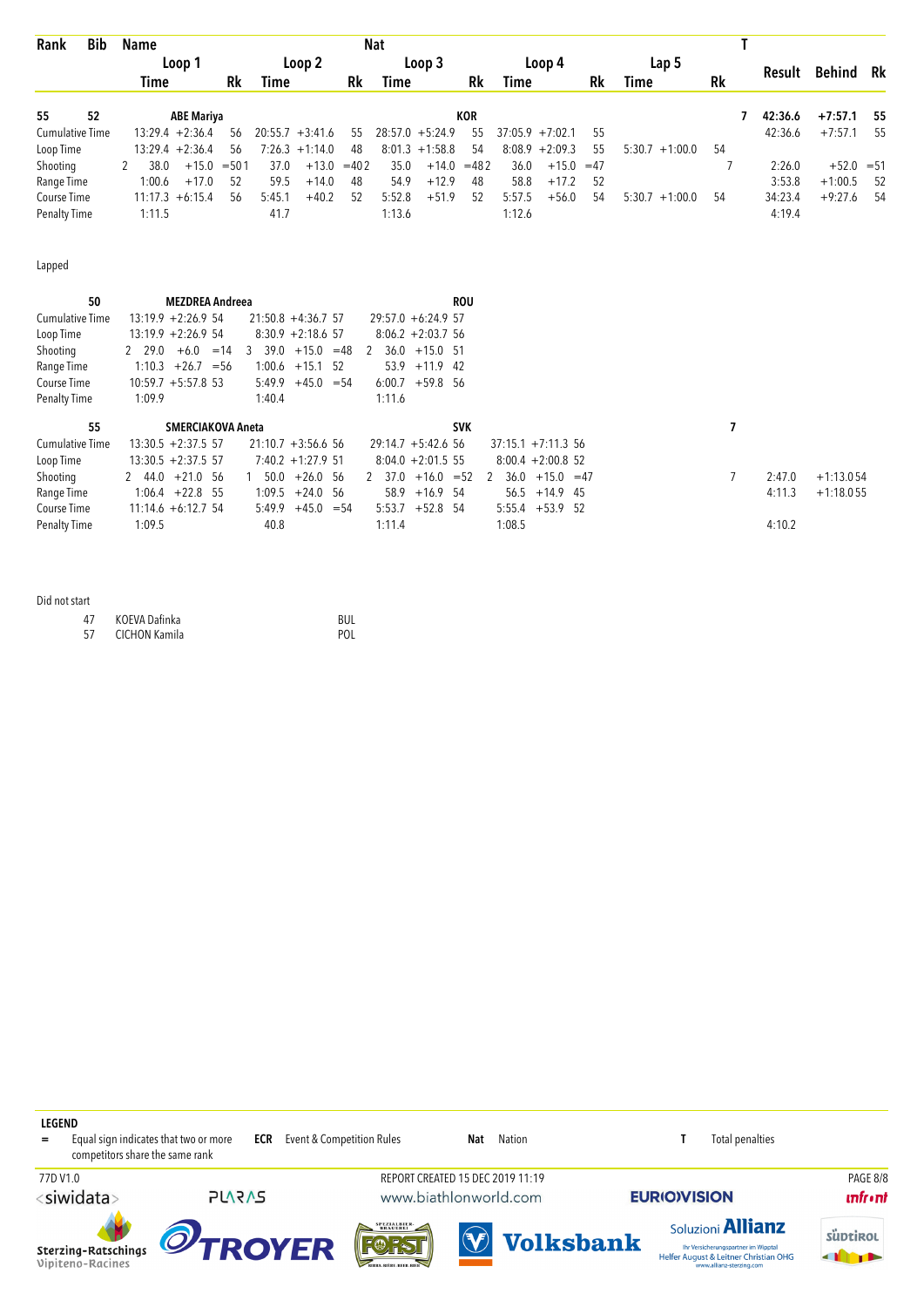| Rank | Bib | Name | | | Nat | | | | | | | | | T | Result | Behind | Rk |
|---|---|---|---|---|---|---|---|---|---|---|---|---|---|---|---|---|---|
| | | Loop 1 | | | Loop 2 | | Loop 3 | | Loop 4 | | Lap 5 | | | | | | |
| | | Time | | Rk | Time | Rk | Time | Rk | Time | Rk | Time | Rk | | | | | |
| 55 | 52 | ABE Mariya | | | | | KOR | | | | | | | 7 | 42:36.6 | +7:57.1 | 55 |
| Cumulative Time | | 13:29.4 | +2:36.4 | 56 | 20:55.7 +3:41.6 | 55 | 28:57.0 +5:24.9 | 55 | 37:05.9 +7:02.1 | 55 | | | | | 42:36.6 | +7:57.1 | 55 |
| Loop Time | | 13:29.4 | +2:36.4 | 56 | 7:26.3 +1:14.0 | 48 | 8:01.3 +1:58.8 | 54 | 8:08.9 +2:09.3 | 55 | 5:30.7 +1:00.0 | 54 | | | | | |
| Shooting | | 2 38.0 | +15.0 | =50 | 1 37.0 +13.0 | =40 | 2 35.0 +14.0 | =48 | 2 36.0 +15.0 | =47 | | | | 7 | 2:26.0 | +52.0 | =51 |
| Range Time | | 1:00.6 | +17.0 | 52 | 59.5 +14.0 | 48 | 54.9 +12.9 | 48 | 58.8 +17.2 | 52 | | | | | 3:53.8 | +1:00.5 | 52 |
| Course Time | | 11:17.3 | +6:15.4 | 56 | 5:45.1 +40.2 | 52 | 5:52.8 +51.9 | 52 | 5:57.5 +56.0 | 54 | 5:30.7 +1:00.0 | 54 | | | 34:23.4 | +9:27.6 | 54 |
| Penalty Time | | 1:11.5 | | | 41.7 | | 1:13.6 | | 1:12.6 | | | | | | 4:19.4 | | |

Lapped

| | | Name | | | | | Nat | | | | | | | T | Result | Behind | Rk |
|---|---|---|---|---|---|---|---|---|---|---|---|---|---|---|---|---|---|
| | 50 | MEZDREA Andreea | | | | | ROU | | | | | | | | | | |
| Cumulative Time | | 13:19.9 | +2:26.9 | 54 | 21:50.8 +4:36.7 | 57 | 29:57.0 +6:24.9 | 57 | | | | | | | | | |
| Loop Time | | 13:19.9 | +2:26.9 | 54 | 8:30.9 +2:18.6 | 57 | 8:06.2 +2:03.7 | 56 | | | | | | | | | |
| Shooting | | 2 29.0 | +6.0 | =14 | 3 39.0 +15.0 | =48 | 2 36.0 +15.0 | 51 | | | | | | | | | |
| Range Time | | 1:10.3 | +26.7 | =56 | 1:00.6 +15.1 | 52 | 53.9 +11.9 | 42 | | | | | | | | | |
| Course Time | | 10:59.7 | +5:57.8 | 53 | 5:49.9 +45.0 | =54 | 6:00.7 +59.8 | 56 | | | | | | | | | |
| Penalty Time | | 1:09.9 | | | 1:40.4 | | 1:11.6 | | | | | | | | | | |
| | 55 | SMERCIAKOVA Aneta | | | | | SVK | | | | | | | 7 | | | |
| Cumulative Time | | 13:30.5 | +2:37.5 | 57 | 21:10.7 +3:56.6 | 56 | 29:14.7 +5:42.6 | 56 | 37:15.1 +7:11.3 | 56 | | | | | | | |
| Loop Time | | 13:30.5 | +2:37.5 | 57 | 7:40.2 +1:27.9 | 51 | 8:04.0 +2:01.5 | 55 | 8:00.4 +2:00.8 | 52 | | | | | | | |
| Shooting | | 2 44.0 | +21.0 | 56 | 1 50.0 +26.0 | 56 | 2 37.0 +16.0 | =52 | 2 36.0 +15.0 | =47 | | | | 7 | 2:47.0 | +1:13.0 | 54 |
| Range Time | | 1:06.4 | +22.8 | 55 | 1:09.5 +24.0 | 56 | 58.9 +16.9 | 54 | 56.5 +14.9 | 45 | | | | | 4:11.3 | +1:18.0 | 55 |
| Course Time | | 11:14.6 | +6:12.7 | 54 | 5:49.9 +45.0 | =54 | 5:53.7 +52.8 | 54 | 5:55.4 +53.9 | 52 | | | | | | | |
| Penalty Time | | 1:09.5 | | | 40.8 | | 1:11.4 | | 1:08.5 | | | | | | 4:10.2 | | |

Did not start

| Bib | Name | Nat |
|---|---|---|
| 47 | KOEVA Dafinka | BUL |
| 57 | CICHON Kamila | POL |

**LEGEND**

- = Equal sign indicates that two or more competitors share the same rank
- ECR Event & Competition Rules
- Nat Nation
- T Total penalties

77D V1.0 — REPORT CREATED 15 DEC 2019 11:19 — www.biathlonworld.com